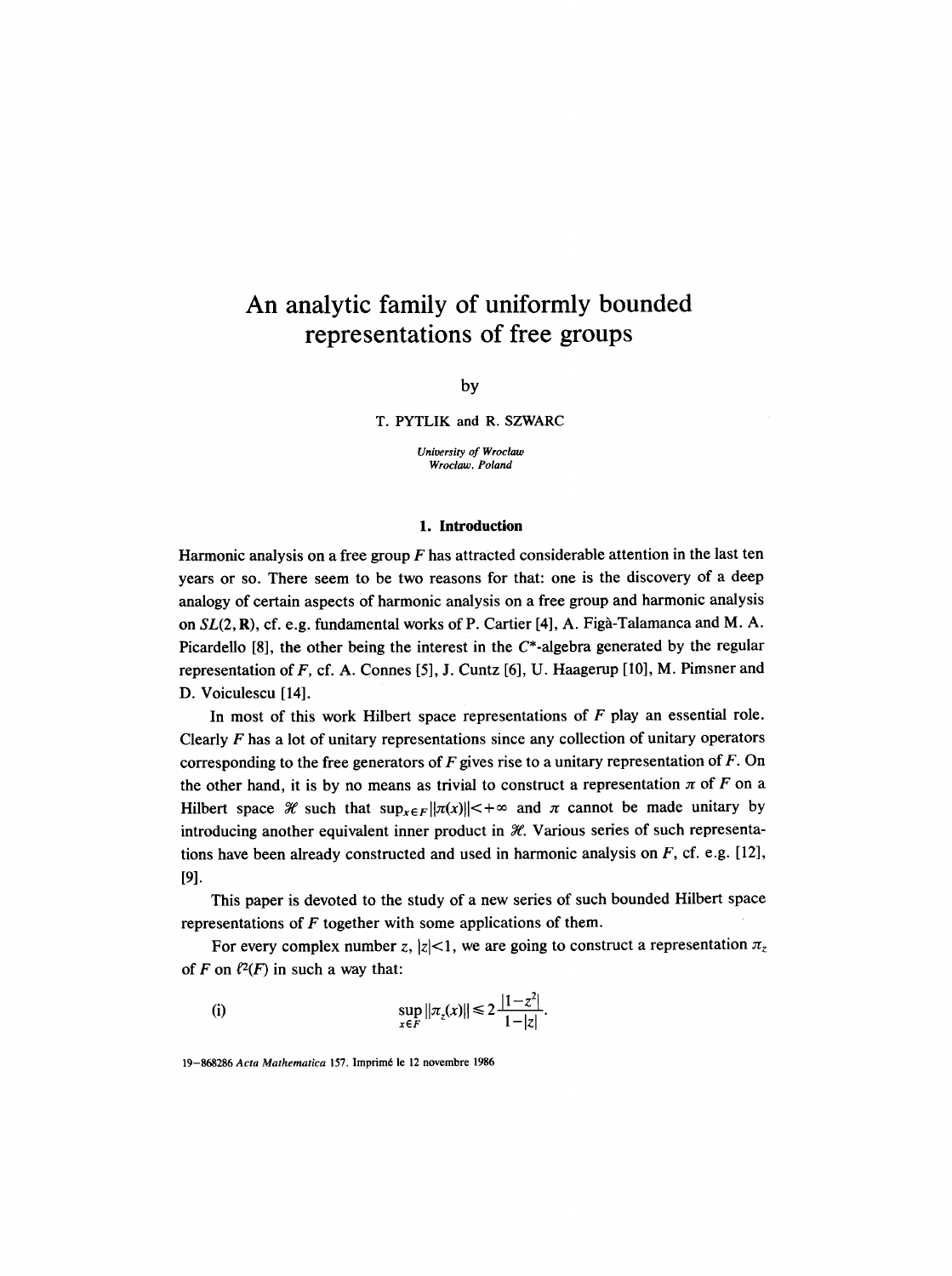# An analytic family of uniformly bounded representations of free groups

by

T. PYTLIK and R. SZWARC

*University of Wrocław*
*Wrocław, Poland*

## 1. Introduction

Harmonic analysis on a free group $F$ has attracted considerable attention in the last ten years or so. There seem to be two reasons for that: one is the discovery of a deep analogy of certain aspects of harmonic analysis on a free group and harmonic analysis on $SL(2, \mathbf{R})$, cf. e.g. fundamental works of P. Cartier [4], A. Figà-Talamanca and M. A. Picardello [8], the other being the interest in the $C^*$-algebra generated by the regular representation of $F$, cf. A. Connes [5], J. Cuntz [6], U. Haagerup [10], M. Pimsner and D. Voiculescu [14].

In most of this work Hilbert space representations of $F$ play an essential role. Clearly $F$ has a lot of unitary representations since any collection of unitary operators corresponding to the free generators of $F$ gives rise to a unitary representation of $F$. On the other hand, it is by no means as trivial to construct a representation $\pi$ of $F$ on a Hilbert space $\mathcal{H}$ such that $\sup_{x\in F}\|\pi(x)\|<+\infty$ and $\pi$ cannot be made unitary by introducing another equivalent inner product in $\mathcal{H}$. Various series of such representations have been already constructed and used in harmonic analysis on $F$, cf. e.g. [12], [9].

This paper is devoted to the study of a new series of such bounded Hilbert space representations of $F$ together with some applications of them.

For every complex number $z$, $|z|<1$, we are going to construct a representation $\pi_z$ of $F$ on $\ell^2(F)$ in such a way that:

(i)
$$\sup_{x\in F}\|\pi_z(x)\| \leqslant 2\frac{|1-z^2|}{1-|z|}.$$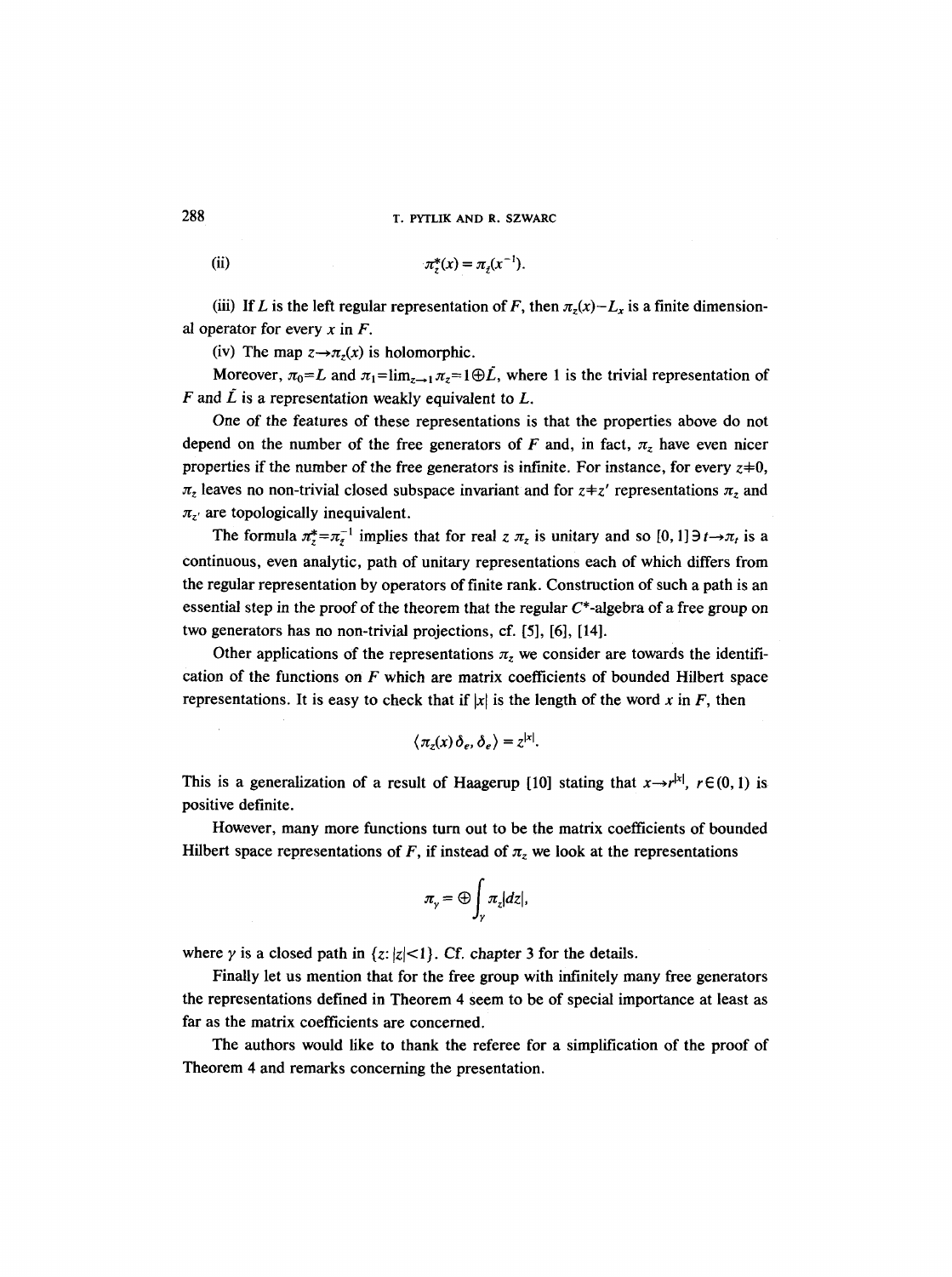(ii) $$\pi_z^*(x) = \pi_{\bar{z}}(x^{-1}).$$

(iii) If $L$ is the left regular representation of $F$, then $\pi_z(x) - L_x$ is a finite dimensional operator for every $x$ in $F$.

(iv) The map $z \to \pi_z(x)$ is holomorphic.

Moreover, $\pi_0 = L$ and $\pi_1 = \lim_{z \to 1} \pi_z = 1 \oplus \tilde{L}$, where 1 is the trivial representation of $F$ and $\tilde{L}$ is a representation weakly equivalent to $L$.

One of the features of these representations is that the properties above do not depend on the number of the free generators of $F$ and, in fact, $\pi_z$ have even nicer properties if the number of the free generators is infinite. For instance, for every $z \neq 0$, $\pi_z$ leaves no non-trivial closed subspace invariant and for $z \neq z'$ representations $\pi_z$ and $\pi_{z'}$ are topologically inequivalent.

The formula $\pi_z^* = \pi_{\bar{z}}^{-1}$ implies that for real $z$ $\pi_z$ is unitary and so $[0, 1] \ni t \to \pi_t$ is a continuous, even analytic, path of unitary representations each of which differs from the regular representation by operators of finite rank. Construction of such a path is an essential step in the proof of the theorem that the regular $C^*$-algebra of a free group on two generators has no non-trivial projections, cf. [5], [6], [14].

Other applications of the representations $\pi_z$ we consider are towards the identification of the functions on $F$ which are matrix coefficients of bounded Hilbert space representations. It is easy to check that if $|x|$ is the length of the word $x$ in $F$, then

$$\langle \pi_z(x) \delta_e, \delta_e \rangle = z^{|x|}.$$

This is a generalization of a result of Haagerup [10] stating that $x \to r^{|x|}$, $r \in (0, 1)$ is positive definite.

However, many more functions turn out to be the matrix coefficients of bounded Hilbert space representations of $F$, if instead of $\pi_z$ we look at the representations

$$\pi_\gamma = \oplus \int_\gamma \pi_z |dz|,$$

where $\gamma$ is a closed path in $\{z: |z| < 1\}$. Cf. chapter 3 for the details.

Finally let us mention that for the free group with infinitely many free generators the representations defined in Theorem 4 seem to be of special importance at least as far as the matrix coefficients are concerned.

The authors would like to thank the referee for a simplification of the proof of Theorem 4 and remarks concerning the presentation.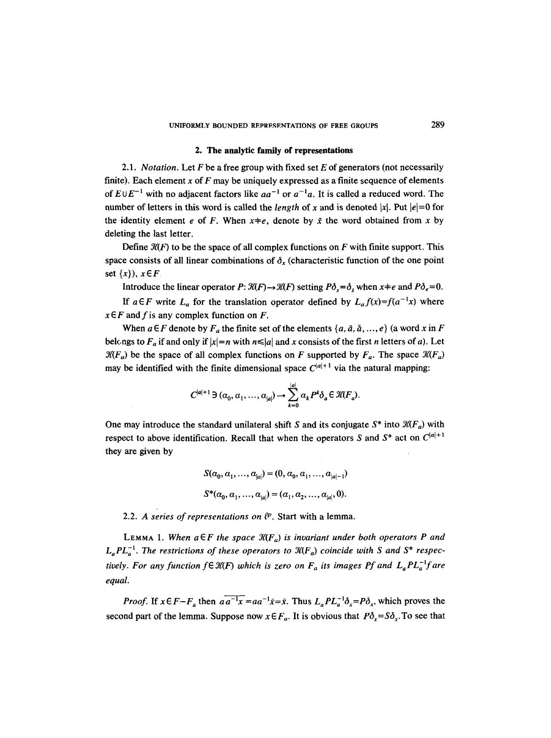## 2. The analytic family of representations

2.1. *Notation.* Let $F$ be a free group with fixed set $E$ of generators (not necessarily finite). Each element $x$ of $F$ may be uniquely expressed as a finite sequence of elements of $E \cup E^{-1}$ with no adjacent factors like $aa^{-1}$ or $a^{-1}a$. It is called a reduced word. The number of letters in this word is called the *length* of $x$ and is denoted $|x|$. Put $|e|=0$ for the identity element $e$ of $F$. When $x \neq e$, denote by $\bar{x}$ the word obtained from $x$ by deleting the last letter.

Define $\mathcal{H}(F)$ to be the space of all complex functions on $F$ with finite support. This space consists of all linear combinations of $\delta_x$ (characteristic function of the one point set $\{x\}$), $x \in F$.

Introduce the linear operator $P\colon \mathcal{H}(F) \to \mathcal{H}(F)$ setting $P\delta_x = \delta_{\bar{x}}$ when $x \neq e$ and $P\delta_e = 0$.

If $a \in F$ write $L_a$ for the translation operator defined by $L_a f(x) = f(a^{-1}x)$ where $x \in F$ and $f$ is any complex function on $F$.

When $a \in F$ denote by $F_a$ the finite set of the elements $\{a, \bar{a}, \bar{\bar{a}}, \ldots, e\}$ (a word $x$ in $F$ belongs to $F_a$ if and only if $|x| = n$ with $n \leq |a|$ and $x$ consists of the first $n$ letters of $a$). Let $\mathcal{H}(F_a)$ be the space of all complex functions on $F$ supported by $F_a$. The space $\mathcal{H}(F_a)$ may be identified with the finite dimensional space $C^{|a|+1}$ via the natural mapping:

$$C^{|a|+1} \ni (\alpha_0, \alpha_1, \ldots, \alpha_{|a|}) \to \sum_{k=0}^{|a|} \alpha_k P^k \delta_a \in \mathcal{H}(F_a).$$

One may introduce the standard unilateral shift $S$ and its conjugate $S^*$ into $\mathcal{H}(F_a)$ with respect to above identification. Recall that when the operators $S$ and $S^*$ act on $C^{|a|+1}$ they are given by

$$S(\alpha_0, \alpha_1, \ldots, \alpha_{|a|}) = (0, \alpha_0, \alpha_1, \ldots, \alpha_{|a|-1})$$

$$S^*(\alpha_0, \alpha_1, \ldots, \alpha_{|a|}) = (\alpha_1, \alpha_2, \ldots, \alpha_{|a|}, 0).$$

2.2. *A series of representations on $\ell^p$.* Start with a lemma.

**Lemma 1.** *When $a \in F$ the space $\mathcal{H}(F_a)$ is invariant under both operators $P$ and $L_a P L_a^{-1}$. The restrictions of these operators to $\mathcal{H}(F_a)$ coincide with $S$ and $S^*$ respectively. For any function $f \in \mathcal{H}(F)$ which is zero on $F_a$ its images $Pf$ and $L_a P L_a^{-1} f$ are equal.*

*Proof.* If $x \in F - F_a$ then $a\overline{a^{-1}x} = aa^{-1}\bar{x} = \bar{x}$. Thus $L_a P L_a^{-1} \delta_x = P\delta_x$, which proves the second part of the lemma. Suppose now $x \in F_a$. It is obvious that $P\delta_x = S\delta_x$. To see that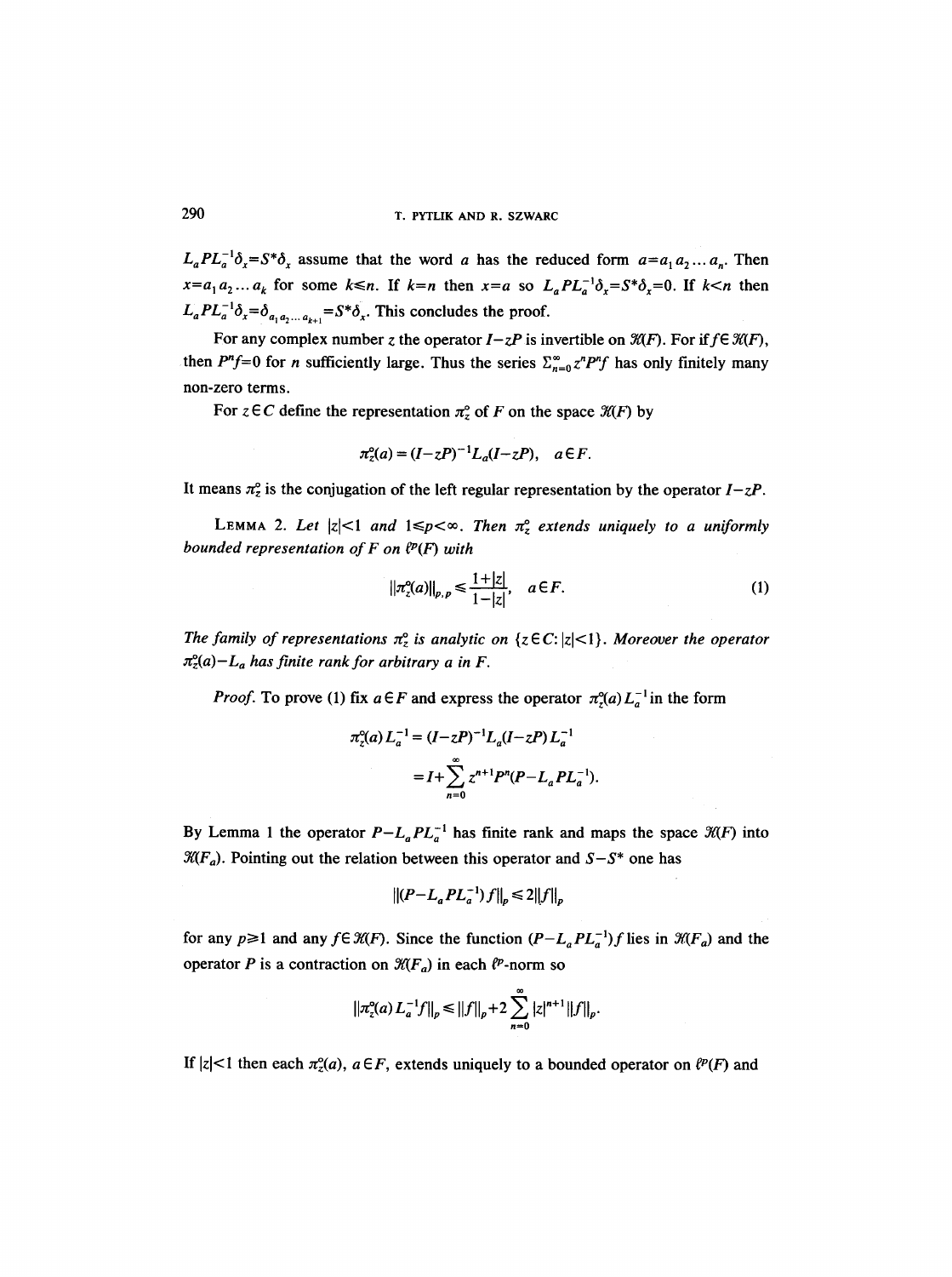$L_a P L_a^{-1}\delta_x = S^*\delta_x$ assume that the word $a$ has the reduced form $a=a_1 a_2 \dots a_n$. Then $x=a_1 a_2 \dots a_k$ for some $k \leqslant n$. If $k=n$ then $x=a$ so $L_a P L_a^{-1}\delta_x = S^*\delta_x = 0$. If $k<n$ then $L_a P L_a^{-1}\delta_x = \delta_{a_1 a_2 \dots a_{k+1}} = S^*\delta_x$. This concludes the proof.

For any complex number $z$ the operator $I-zP$ is invertible on $\mathcal{H}(F)$. For if $f \in \mathcal{H}(F)$, then $P^n f = 0$ for $n$ sufficiently large. Thus the series $\sum_{n=0}^{\infty} z^n P^n f$ has only finitely many non-zero terms.

For $z \in C$ define the representation $\pi_z^\circ$ of $F$ on the space $\mathcal{H}(F)$ by

$$\pi_z^\circ(a) = (I-zP)^{-1} L_a (I-zP), \quad a \in F.$$

It means $\pi_z^\circ$ is the conjugation of the left regular representation by the operator $I-zP$.

**Lemma 2.** *Let $|z|<1$ and $1 \leqslant p < \infty$. Then $\pi_z^\circ$ extends uniquely to a uniformly bounded representation of $F$ on $\ell^p(F)$ with*

$$\|\pi_z^\circ(a)\|_{p,p} \leqslant \frac{1+|z|}{1-|z|}, \quad a \in F. \tag{1}$$

*The family of representations $\pi_z^\circ$ is analytic on $\{z \in C: |z|<1\}$. Moreover the operator $\pi_z^\circ(a) - L_a$ has finite rank for arbitrary $a$ in $F$.*

*Proof.* To prove (1) fix $a \in F$ and express the operator $\pi_z^\circ(a) L_a^{-1}$ in the form

$$\begin{aligned}
\pi_z^\circ(a) L_a^{-1} &= (I-zP)^{-1} L_a (I-zP) L_a^{-1} \\
&= I + \sum_{n=0}^{\infty} z^{n+1} P^n (P - L_a P L_a^{-1}).
\end{aligned}$$

By Lemma 1 the operator $P - L_a P L_a^{-1}$ has finite rank and maps the space $\mathcal{H}(F)$ into $\mathcal{H}(F_a)$. Pointing out the relation between this operator and $S-S^*$ one has

$$\|(P - L_a P L_a^{-1}) f\|_p \leqslant 2\|f\|_p$$

for any $p \geqslant 1$ and any $f \in \mathcal{H}(F)$. Since the function $(P - L_a P L_a^{-1}) f$ lies in $\mathcal{H}(F_a)$ and the operator $P$ is a contraction on $\mathcal{H}(F_a)$ in each $\ell^p$-norm so

$$\|\pi_z^\circ(a) L_a^{-1} f\|_p \leqslant \|f\|_p + 2 \sum_{n=0}^{\infty} |z|^{n+1} \|f\|_p.$$

If $|z|<1$ then each $\pi_z^\circ(a)$, $a \in F$, extends uniquely to a bounded operator on $\ell^p(F)$ and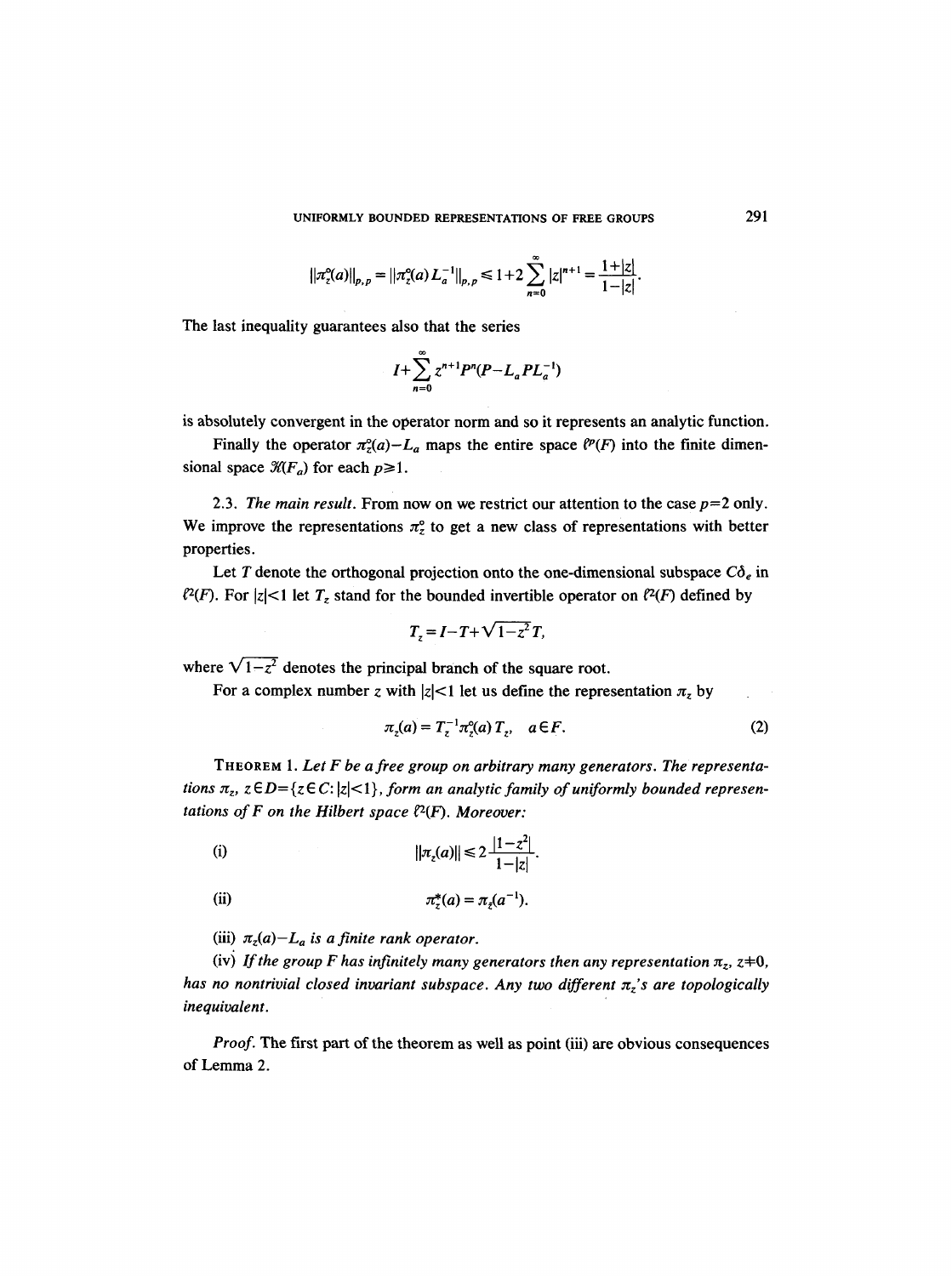$$\|\pi_z^{\circ}(a)\|_{p,p} = \|\pi_z^{\circ}(a) L_a^{-1}\|_{p,p} \leq 1+2\sum_{n=0}^{\infty} |z|^{n+1} = \frac{1+|z|}{1-|z|}.$$

The last inequality guarantees also that the series

$$I+\sum_{n=0}^{\infty} z^{n+1} P^n (P - L_a P L_a^{-1})$$

is absolutely convergent in the operator norm and so it represents an analytic function.

Finally the operator $\pi_z^{\circ}(a) - L_a$ maps the entire space $\ell^p(F)$ into the finite dimensional space $\mathcal{H}(F_a)$ for each $p \geq 1$.

2.3. *The main result.* From now on we restrict our attention to the case $p=2$ only. We improve the representations $\pi_z^{\circ}$ to get a new class of representations with better properties.

Let $T$ denote the orthogonal projection onto the one-dimensional subspace $C\delta_e$ in $\ell^2(F)$. For $|z|<1$ let $T_z$ stand for the bounded invertible operator on $\ell^2(F)$ defined by

$$T_z = I - T + \sqrt{1-z^2}\, T,$$

where $\sqrt{1-z^2}$ denotes the principal branch of the square root.

For a complex number $z$ with $|z|<1$ let us define the representation $\pi_z$ by

$$\pi_z(a) = T_z^{-1} \pi_z^{\circ}(a) T_z, \quad a \in F. \tag{2}$$

THEOREM 1. *Let $F$ be a free group on arbitrary many generators. The representations $\pi_z$, $z \in D = \{z \in C : |z|<1\}$, form an analytic family of uniformly bounded representations of $F$ on the Hilbert space $\ell^2(F)$. Moreover:*

(i) $$\|\pi_z(a)\| \leq 2\frac{|1-z^2|}{1-|z|}.$$

(ii) $$\pi_z^*(a) = \pi_{\bar{z}}(a^{-1}).$$

(iii) *$\pi_z(a) - L_a$ is a finite rank operator.*

(iv) *If the group $F$ has infinitely many generators then any representation $\pi_z$, $z \neq 0$, has no nontrivial closed invariant subspace. Any two different $\pi_z$'s are topologically inequivalent.*

*Proof.* The first part of the theorem as well as point (iii) are obvious consequences of Lemma 2.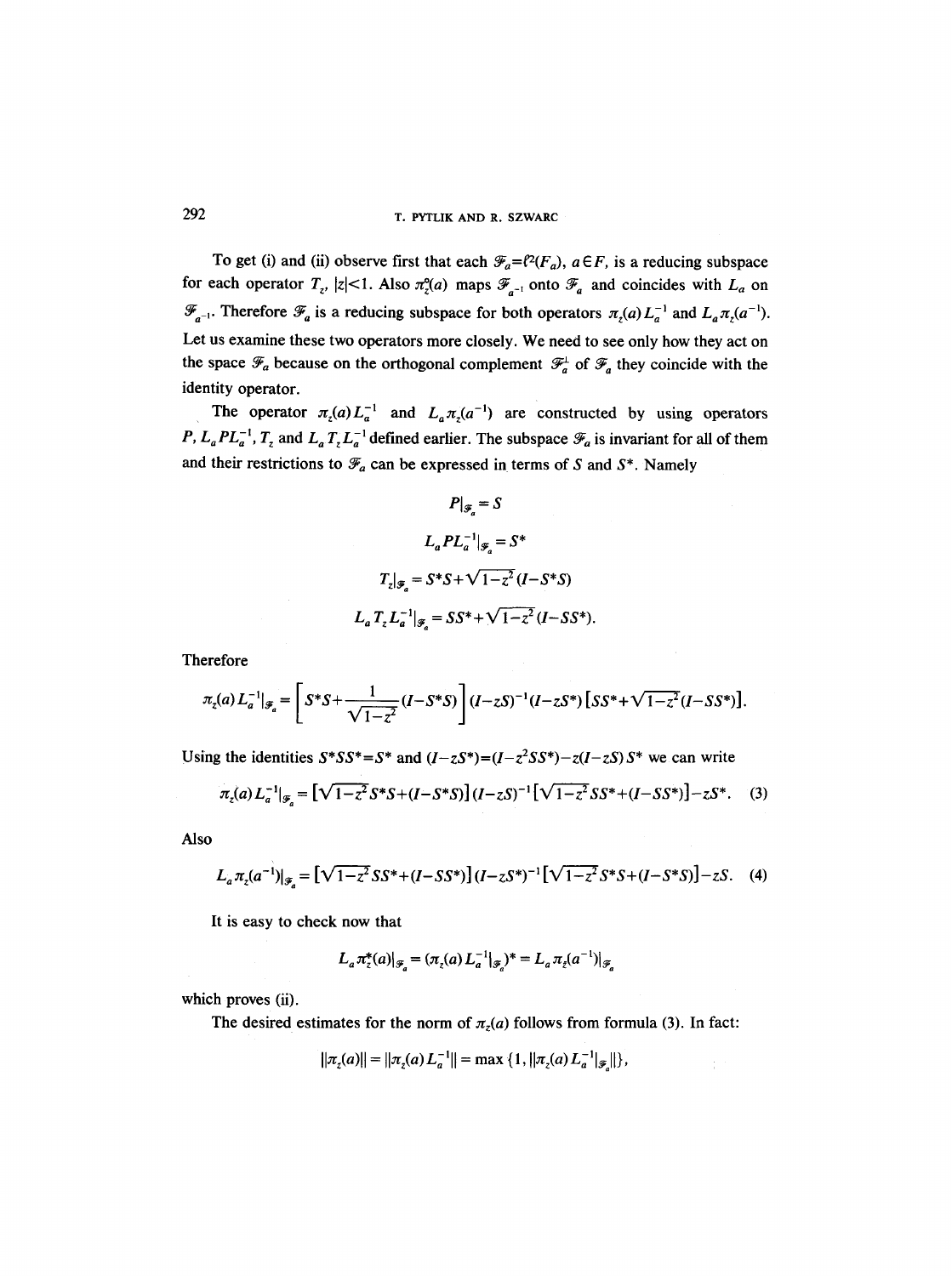To get (i) and (ii) observe first that each $\mathcal{F}_a=\ell^2(F_a)$, $a\in F$, is a reducing subspace for each operator $T_z$, $|z|<1$. Also $\pi_z^0(a)$ maps $\mathcal{F}_{a^{-1}}$ onto $\mathcal{F}_a$ and coincides with $L_a$ on $\mathcal{F}_{a^{-1}}$. Therefore $\mathcal{F}_a$ is a reducing subspace for both operators $\pi_z(a)L_a^{-1}$ and $L_a\pi_z(a^{-1})$. Let us examine these two operators more closely. We need to see only how they act on the space $\mathcal{F}_a$ because on the orthogonal complement $\mathcal{F}_a^\perp$ of $\mathcal{F}_a$ they coincide with the identity operator.

The operator $\pi_z(a)L_a^{-1}$ and $L_a\pi_z(a^{-1})$ are constructed by using operators $P$, $L_aPL_a^{-1}$, $T_z$ and $L_aT_zL_a^{-1}$ defined earlier. The subspace $\mathcal{F}_a$ is invariant for all of them and their restrictions to $\mathcal{F}_a$ can be expressed in terms of $S$ and $S^*$. Namely

$$P|_{\mathcal{F}_a}=S$$

$$L_aPL_a^{-1}|_{\mathcal{F}_a}=S^*$$

$$T_z|_{\mathcal{F}_a}=S^*S+\sqrt{1-z^2}\,(I-S^*S)$$

$$L_aT_zL_a^{-1}|_{\mathcal{F}_a}=SS^*+\sqrt{1-z^2}\,(I-SS^*).$$

Therefore

$$\pi_z(a)L_a^{-1}|_{\mathcal{F}_a}=\left[S^*S+\frac{1}{\sqrt{1-z^2}}(I-S^*S)\right](I-zS)^{-1}(I-zS^*)\left[SS^*+\sqrt{1-z^2}\,(I-SS^*)\right].$$

Using the identities $S^*SS^*=S^*$ and $(I-zS^*)=(I-z^2SS^*)-z(I-zS)S^*$ we can write

$$\pi_z(a)L_a^{-1}|_{\mathcal{F}_a}=\left[\sqrt{1-z^2}\,S^*S+(I-S^*S)\right](I-zS)^{-1}\left[\sqrt{1-z^2}\,SS^*+(I-SS^*)\right]-zS^*. \quad (3)$$

Also

$$L_a\pi_z(a^{-1})|_{\mathcal{F}_a}=\left[\sqrt{1-z^2}\,SS^*+(I-SS^*)\right](I-zS^*)^{-1}\left[\sqrt{1-z^2}\,S^*S+(I-S^*S)\right]-zS. \quad (4)$$

It is easy to check now that

$$L_a\pi_z^*(a)|_{\mathcal{F}_a}=(\pi_z(a)L_a^{-1}|_{\mathcal{F}_a})^*=L_a\pi_z(a^{-1})|_{\mathcal{F}_a}$$

which proves (ii).

The desired estimates for the norm of $\pi_z(a)$ follows from formula (3). In fact:

$$\|\pi_z(a)\|=\|\pi_z(a)L_a^{-1}\|=\max\{1,\|\pi_z(a)L_a^{-1}|_{\mathcal{F}_a}\|\},$$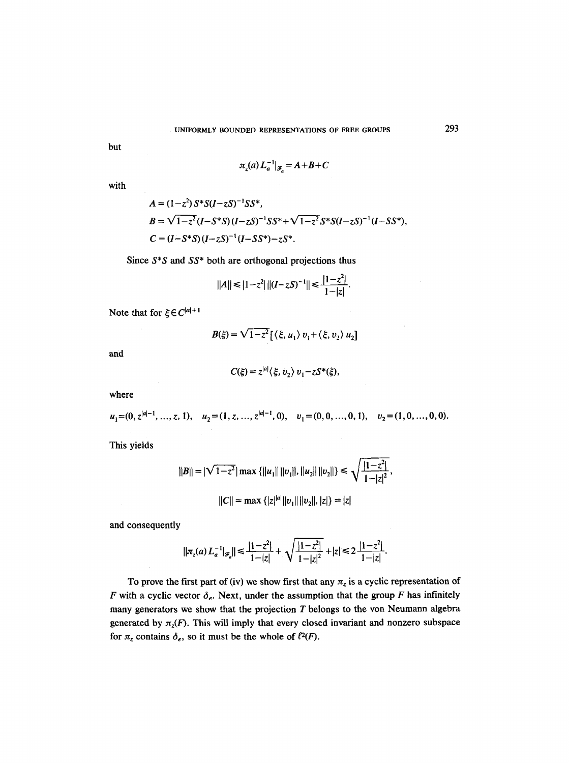but

$$\pi_z(a) L_a^{-1}|_{\mathcal{F}_a} = A+B+C$$

with

$$A = (1-z^2)\, S^*S(I-zS)^{-1}SS^*,$$

$$B = \sqrt{1-z^2}(I-S^*S)(I-zS)^{-1}SS^* + \sqrt{1-z^2}\, S^*S(I-zS)^{-1}(I-SS^*),$$

$$C = (I-S^*S)(I-zS)^{-1}(I-SS^*) - zS^*.$$

Since $S^*S$ and $SS^*$ both are orthogonal projections thus

$$\|A\| \leq |1-z^2|\, \|(I-zS)^{-1}\| \leq \frac{|1-z^2|}{1-|z|}.$$

Note that for $\xi \in C^{|a|+1}$

$$B(\xi) = \sqrt{1-z^2}\,[\langle \xi, u_1\rangle v_1 + \langle \xi, v_2\rangle u_2]$$

and

$$C(\xi) = z^{|a|}\langle \xi, v_2\rangle v_1 - zS^*(\xi),$$

where

$$u_1 = (0, z^{|a|-1}, \ldots, z, 1), \quad u_2 = (1, z, \ldots, z^{|a|-1}, 0), \quad v_1 = (0, 0, \ldots, 0, 1), \quad v_2 = (1, 0, \ldots, 0, 0).$$

This yields

$$\|B\| = |\sqrt{1-z^2}|\max\{\|u_1\|\,\|v_1\|, \|u_2\|\,\|v_2\|\} \leq \sqrt{\frac{|1-z^2|}{1-|z|^2}},$$

$$\|C\| = \max\{|z|^{|a|}\|v_1\|\,\|v_2\|, |z|\} = |z|$$

and consequently

$$\|\pi_z(a) L_a^{-1}|_{\mathcal{F}_a}\| \leq \frac{|1-z^2|}{1-|z|} + \sqrt{\frac{|1-z^2|}{1-|z|^2}} + |z| \leq 2\frac{|1-z^2|}{1-|z|}.$$

To prove the first part of (iv) we show first that any $\pi_z$ is a cyclic representation of $F$ with a cyclic vector $\delta_e$. Next, under the assumption that the group $F$ has infinitely many generators we show that the projection $T$ belongs to the von Neumann algebra generated by $\pi_z(F)$. This will imply that every closed invariant and nonzero subspace for $\pi_z$ contains $\delta_e$, so it must be the whole of $\ell^2(F)$.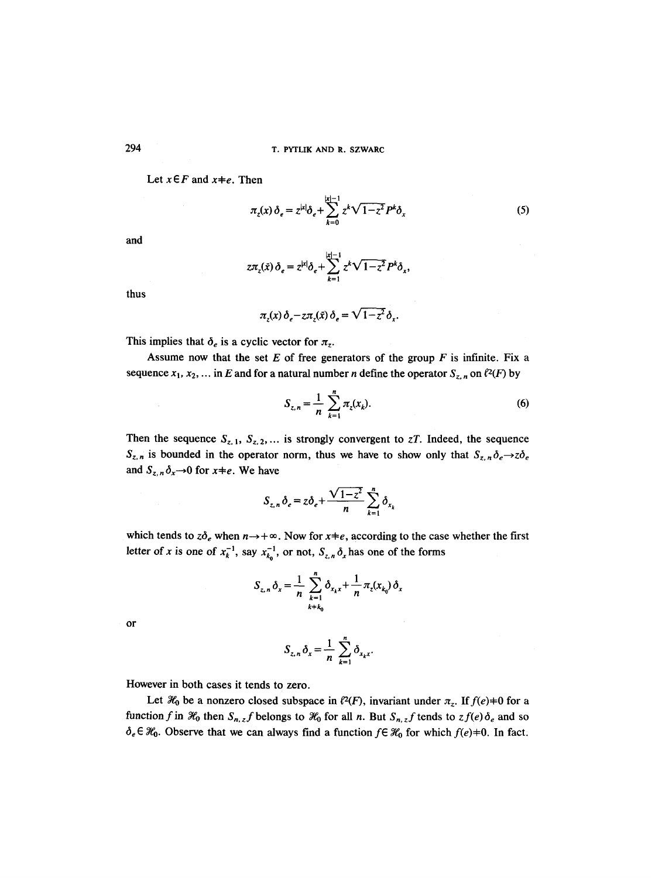Let $x \in F$ and $x \neq e$. Then

$$\pi_z(x)\,\delta_e = z^{|x|}\delta_e + \sum_{k=0}^{|x|-1} z^k \sqrt{1-z^2}\, P^k \delta_x \tag{5}$$

and

$$z\pi_z(\tilde{x})\,\delta_e = z^{|x|}\delta_e + \sum_{k=1}^{|x|-1} z^k \sqrt{1-z^2}\, P^k \delta_x,$$

thus

$$\pi_z(x)\,\delta_e - z\pi_z(\tilde{x})\,\delta_e = \sqrt{1-z^2}\,\delta_x.$$

This implies that $\delta_e$ is a cyclic vector for $\pi_z$.

Assume now that the set $E$ of free generators of the group $F$ is infinite. Fix a sequence $x_1, x_2, \ldots$ in $E$ and for a natural number $n$ define the operator $S_{z,n}$ on $\ell^2(F)$ by

$$S_{z,n} = \frac{1}{n} \sum_{k=1}^{n} \pi_z(x_k). \tag{6}$$

Then the sequence $S_{z,1}, S_{z,2}, \ldots$ is strongly convergent to $zT$. Indeed, the sequence $S_{z,n}$ is bounded in the operator norm, thus we have to show only that $S_{z,n}\delta_e \to z\delta_e$ and $S_{z,n}\delta_x \to 0$ for $x \neq e$. We have

$$S_{z,n}\,\delta_e = z\delta_e + \frac{\sqrt{1-z^2}}{n} \sum_{k=1}^{n} \delta_{x_k}$$

which tends to $z\delta_e$ when $n \to +\infty$. Now for $x \neq e$, according to the case whether the first letter of $x$ is one of $x_k^{-1}$, say $x_{k_0}^{-1}$, or not, $S_{z,n}\,\delta_x$ has one of the forms

$$S_{z,n}\,\delta_x = \frac{1}{n} \sum_{\substack{k=1 \\ k \neq k_0}}^{n} \delta_{x_k x} + \frac{1}{n}\pi_z(x_{k_0})\,\delta_x$$

or

$$S_{z,n}\,\delta_x = \frac{1}{n} \sum_{k=1}^{n} \delta_{x_k x}.$$

However in both cases it tends to zero.

Let $\mathcal{H}_0$ be a nonzero closed subspace in $\ell^2(F)$, invariant under $\pi_z$. If $f(e) \neq 0$ for a function $f$ in $\mathcal{H}_0$ then $S_{n,z} f$ belongs to $\mathcal{H}_0$ for all $n$. But $S_{n,z} f$ tends to $z f(e)\,\delta_e$ and so $\delta_e \in \mathcal{H}_0$. Observe that we can always find a function $f \in \mathcal{H}_0$ for which $f(e) \neq 0$. In fact.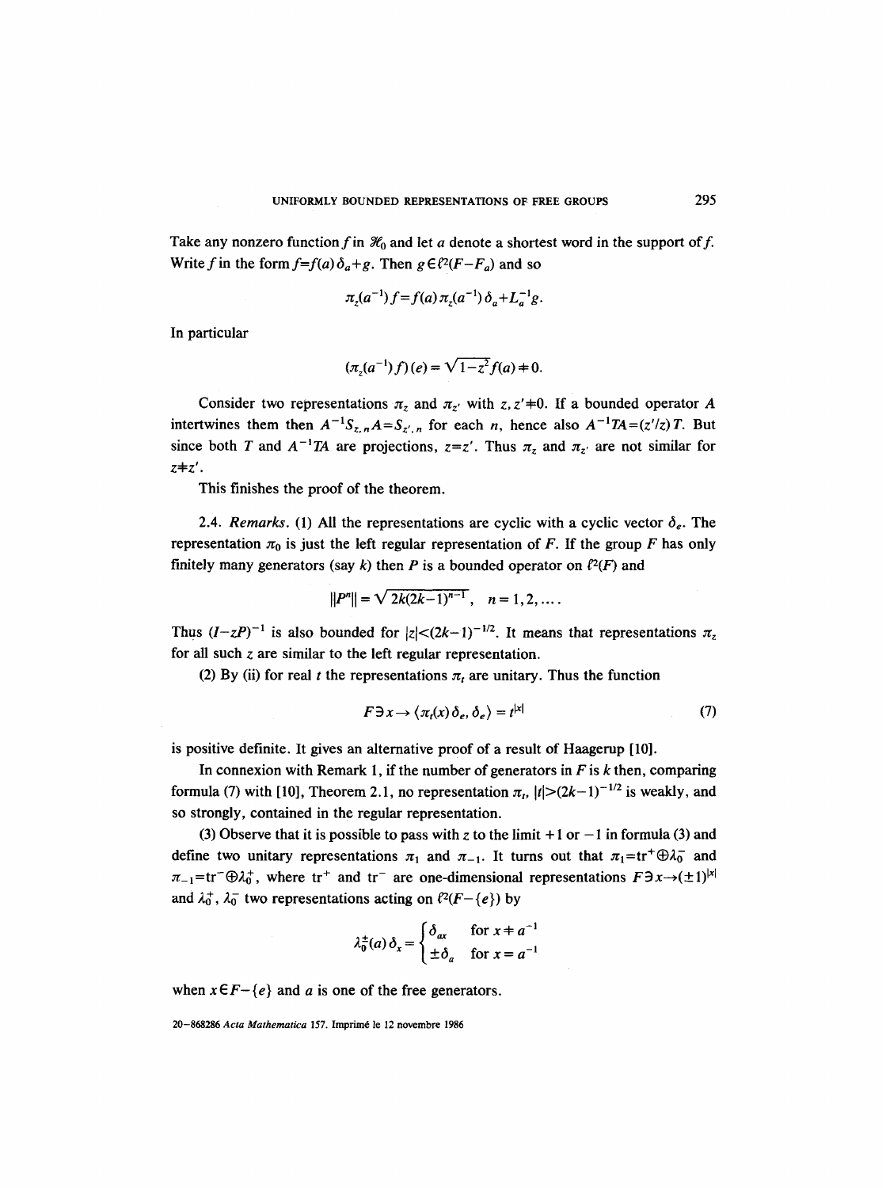Take any nonzero function $f$ in $\mathcal{H}_0$ and let $a$ denote a shortest word in the support of $f$. Write $f$ in the form $f=f(a)\delta_a+g$. Then $g\in\ell^2(F-F_a)$ and so

$$\pi_z(a^{-1})f=f(a)\pi_z(a^{-1})\delta_a+L_a^{-1}g.$$

In particular

$$(\pi_z(a^{-1})f)(e)=\sqrt{1-z^2}f(a)\neq 0.$$

Consider two representations $\pi_z$ and $\pi_{z'}$ with $z,z'\neq 0$. If a bounded operator $A$ intertwines them then $A^{-1}S_{z,n}A=S_{z',n}$ for each $n$, hence also $A^{-1}TA=(z'/z)T$. But since both $T$ and $A^{-1}TA$ are projections, $z=z'$. Thus $\pi_z$ and $\pi_{z'}$ are not similar for $z\neq z'$.

This finishes the proof of the theorem.

2.4. *Remarks.* (1) All the representations are cyclic with a cyclic vector $\delta_e$. The representation $\pi_0$ is just the left regular representation of $F$. If the group $F$ has only finitely many generators (say $k$) then $P$ is a bounded operator on $\ell^2(F)$ and

$$\|P^n\|=\sqrt{2k(2k-1)^{n-1}},\quad n=1,2,\ldots.$$

Thus $(I-zP)^{-1}$ is also bounded for $|z|<(2k-1)^{-1/2}$. It means that representations $\pi_z$ for all such $z$ are similar to the left regular representation.

(2) By (ii) for real $t$ the representations $\pi_t$ are unitary. Thus the function

$$F\ni x\to\langle\pi_t(x)\delta_e,\delta_e\rangle=t^{|x|}\tag{7}$$

is positive definite. It gives an alternative proof of a result of Haagerup [10].

In connexion with Remark 1, if the number of generators in $F$ is $k$ then, comparing formula (7) with [10], Theorem 2.1, no representation $\pi_t$, $|t|>(2k-1)^{-1/2}$ is weakly, and so strongly, contained in the regular representation.

(3) Observe that it is possible to pass with $z$ to the limit $+1$ or $-1$ in formula (3) and define two unitary representations $\pi_1$ and $\pi_{-1}$. It turns out that $\pi_1=\mathrm{tr}^+\oplus\lambda_0^-$ and $\pi_{-1}=\mathrm{tr}^-\oplus\lambda_0^+$, where $\mathrm{tr}^+$ and $\mathrm{tr}^-$ are one-dimensional representations $F\ni x\to(\pm 1)^{|x|}$ and $\lambda_0^+$, $\lambda_0^-$ two representations acting on $\ell^2(F-\{e\})$ by

$$\lambda_0^{\pm}(a)\delta_x=\begin{cases}\delta_{ax} & \text{for } x\neq a^{-1}\\ \pm\delta_a & \text{for } x=a^{-1}\end{cases}$$

when $x\in F-\{e\}$ and $a$ is one of the free generators.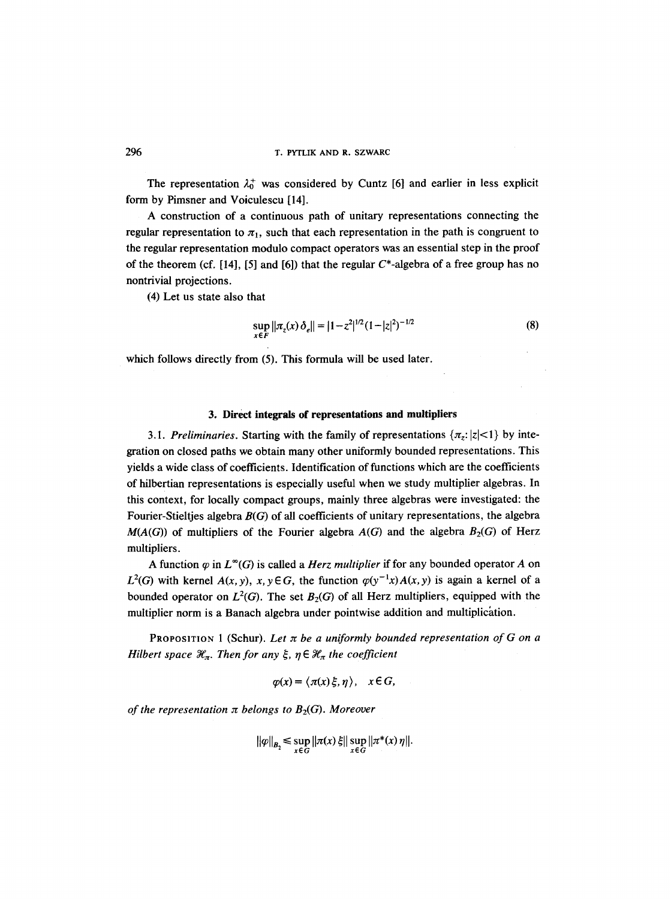The representation $\lambda_0^+$ was considered by Cuntz [6] and earlier in less explicit form by Pimsner and Voiculescu [14].

A construction of a continuous path of unitary representations connecting the regular representation to $\pi_1$, such that each representation in the path is congruent to the regular representation modulo compact operators was an essential step in the proof of the theorem (cf. [14], [5] and [6]) that the regular $C^*$-algebra of a free group has no nontrivial projections.

(4) Let us state also that

$$\sup_{x\in F} \|\pi_z(x)\delta_e\| = |1-z^2|^{1/2}(1-|z|^2)^{-1/2} \tag{8}$$

which follows directly from (5). This formula will be used later.

## 3. Direct integrals of representations and multipliers

3.1. *Preliminaries.* Starting with the family of representations $\{\pi_z: |z|<1\}$ by integration on closed paths we obtain many other uniformly bounded representations. This yields a wide class of coefficients. Identification of functions which are the coefficients of hilbertian representations is especially useful when we study multiplier algebras. In this context, for locally compact groups, mainly three algebras were investigated: the Fourier-Stieltjes algebra $B(G)$ of all coefficients of unitary representations, the algebra $M(A(G))$ of multipliers of the Fourier algebra $A(G)$ and the algebra $B_2(G)$ of Herz multipliers.

A function $\varphi$ in $L^\infty(G)$ is called a *Herz multiplier* if for any bounded operator $A$ on $L^2(G)$ with kernel $A(x,y)$, $x, y \in G$, the function $\varphi(y^{-1}x)A(x,y)$ is again a kernel of a bounded operator on $L^2(G)$. The set $B_2(G)$ of all Herz multipliers, equipped with the multiplier norm is a Banach algebra under pointwise addition and multiplication.

PROPOSITION 1 (Schur). *Let $\pi$ be a uniformly bounded representation of $G$ on a Hilbert space $\mathcal{H}_\pi$. Then for any $\xi, \eta \in \mathcal{H}_\pi$ the coefficient*

$$\varphi(x) = \langle \pi(x)\xi, \eta\rangle, \quad x \in G,$$

*of the representation $\pi$ belongs to $B_2(G)$. Moreover*

$$\|\varphi\|_{B_2} \leq \sup_{x\in G}\|\pi(x)\xi\| \sup_{x\in G}\|\pi^*(x)\eta\|.$$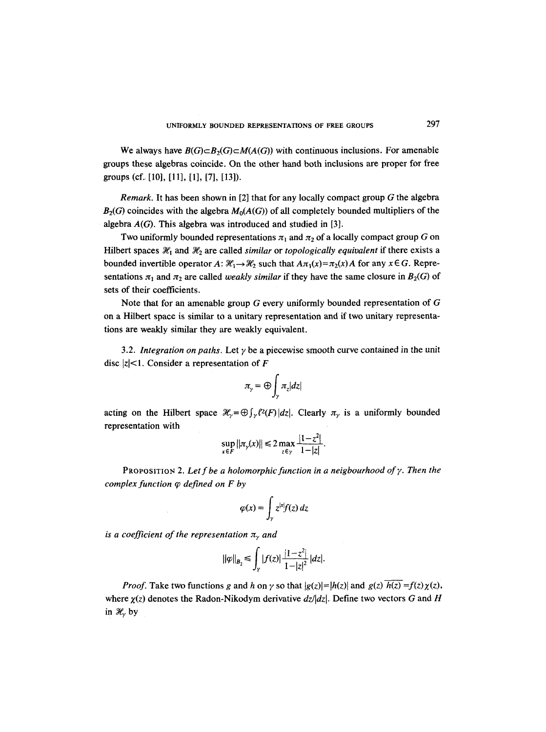We always have $B(G) \subset B_2(G) \subset M(A(G))$ with continuous inclusions. For amenable groups these algebras coincide. On the other hand both inclusions are proper for free groups (cf. [10], [11], [1], [7], [13]).

*Remark.* It has been shown in [2] that for any locally compact group $G$ the algebra $B_2(G)$ coincides with the algebra $M_0(A(G))$ of all completely bounded multipliers of the algebra $A(G)$. This algebra was introduced and studied in [3].

Two uniformly bounded representations $\pi_1$ and $\pi_2$ of a locally compact group $G$ on Hilbert spaces $\mathscr{H}_1$ and $\mathscr{H}_2$ are called *similar* or *topologically equivalent* if there exists a bounded invertible operator $A: \mathscr{H}_1 \to \mathscr{H}_2$ such that $A\pi_1(x) = \pi_2(x)A$ for any $x \in G$. Representations $\pi_1$ and $\pi_2$ are called *weakly similar* if they have the same closure in $B_2(G)$ of sets of their coefficients.

Note that for an amenable group $G$ every uniformly bounded representation of $G$ on a Hilbert space is similar to a unitary representation and if two unitary representations are weakly similar they are weakly equivalent.

3.2. *Integration on paths.* Let $\gamma$ be a piecewise smooth curve contained in the unit disc $|z|<1$. Consider a representation of $F$

$$\pi_\gamma = \oplus \int_\gamma \pi_z |dz|$$

acting on the Hilbert space $\mathscr{H}_\gamma = \oplus \int_\gamma \ell^2(F)\,|dz|$. Clearly $\pi_\gamma$ is a uniformly bounded representation with

$$\sup_{x \in F} \|\pi_\gamma(x)\| \leq 2 \max_{z \in \gamma} \frac{|1-z^2|}{1-|z|}.$$

Proposition 2. *Let $f$ be a holomorphic function in a neigbourhood of $\gamma$. Then the complex function $\varphi$ defined on $F$ by*

$$\varphi(x) = \int_\gamma z^{|x|} f(z)\, dz$$

*is a coefficient of the representation $\pi_\gamma$ and*

$$\|\varphi\|_{B_2} \leq \int_\gamma |f(z)| \frac{|1-z^2|}{1-|z|^2} |dz|.$$

*Proof.* Take two functions $g$ and $h$ on $\gamma$ so that $|g(z)| = |h(z)|$ and $g(z)\overline{h(z)} = f(z)\chi(z)$, where $\chi(z)$ denotes the Radon-Nikodym derivative $dz/|dz|$. Define two vectors $G$ and $H$ in $\mathscr{H}_\gamma$ by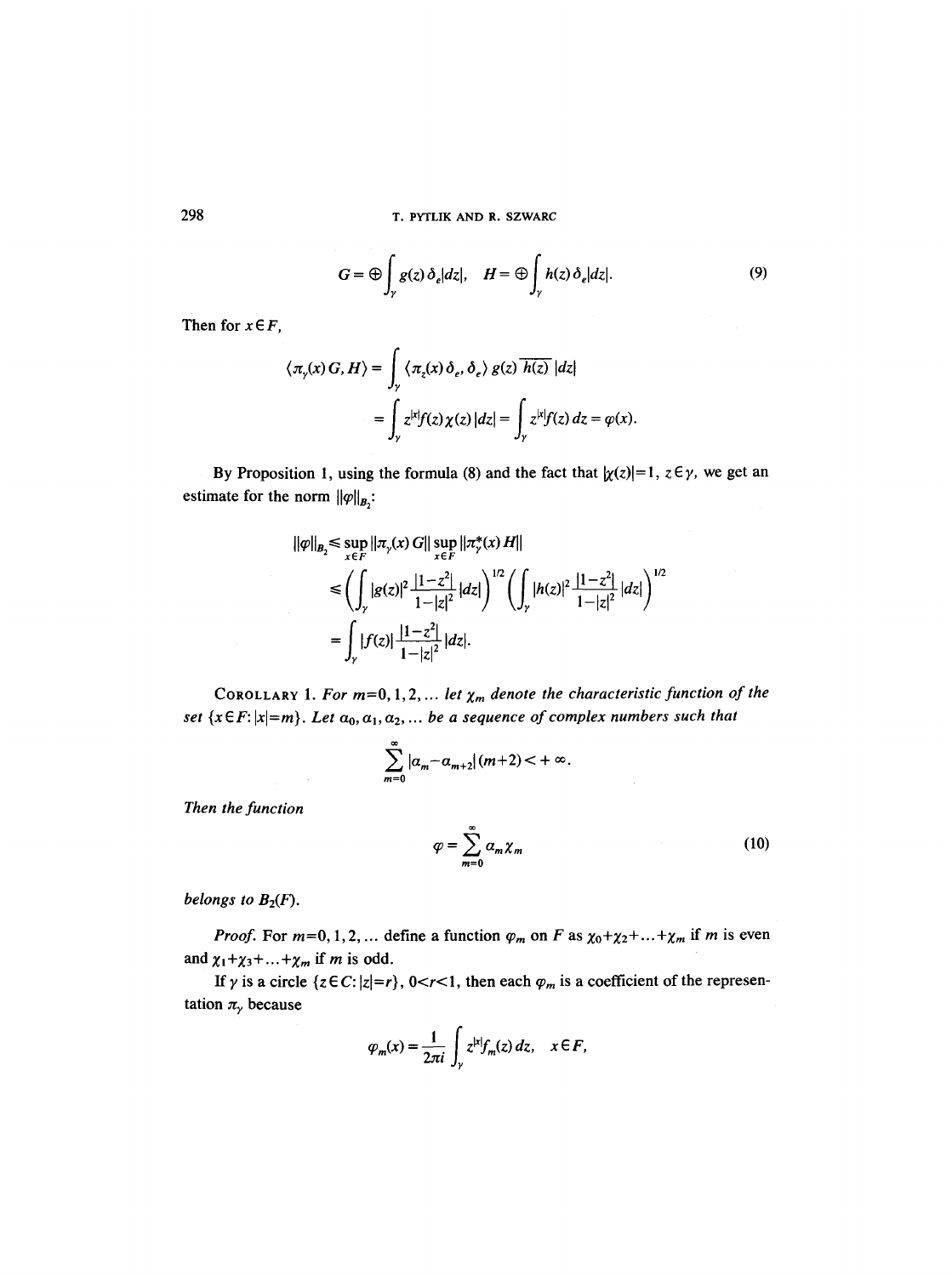$$G = \oplus \int_\gamma g(z)\,\delta_e |dz|, \quad H = \oplus \int_\gamma h(z)\,\delta_e |dz|. \tag{9}$$

Then for $x \in F$,

$$\begin{aligned}
\langle \pi_\gamma(x)\, G, H \rangle &= \int_\gamma \langle \pi_z(x)\,\delta_e, \delta_e \rangle\, g(z)\,\overline{h(z)}\,|dz| \\
&= \int_\gamma z^{|x|} f(z)\,\chi(z)\,|dz| = \int_\gamma z^{|x|} f(z)\,dz = \varphi(x).
\end{aligned}$$

By Proposition 1, using the formula (8) and the fact that $|\chi(z)|=1$, $z \in \gamma$, we get an estimate for the norm $\|\varphi\|_{B_2}$:

$$\begin{aligned}
\|\varphi\|_{B_2} &\leq \sup_{x \in F} \|\pi_\gamma(x)\, G\| \sup_{x \in F} \|\pi_\gamma^*(x)\, H\| \\
&\leq \left( \int_\gamma |g(z)|^2 \frac{|1-z^2|}{1-|z|^2}\,|dz| \right)^{1/2} \left( \int_\gamma |h(z)|^2 \frac{|1-z^2|}{1-|z|^2}\,|dz| \right)^{1/2} \\
&= \int_\gamma |f(z)| \frac{|1-z^2|}{1-|z|^2}\,|dz|.
\end{aligned}$$

Corollary 1. *For $m=0,1,2,\ldots$ let $\chi_m$ denote the characteristic function of the set $\{x \in F: |x|=m\}$. Let $a_0, a_1, a_2, \ldots$ be a sequence of complex numbers such that*

$$\sum_{m=0}^{\infty} |a_m - a_{m+2}|(m+2) < +\infty.$$

*Then the function*

$$\varphi = \sum_{m=0}^{\infty} a_m \chi_m \tag{10}$$

*belongs to $B_2(F)$.*

*Proof.* For $m=0,1,2,\ldots$ define a function $\varphi_m$ on $F$ as $\chi_0+\chi_2+\ldots+\chi_m$ if $m$ is even and $\chi_1+\chi_3+\ldots+\chi_m$ if $m$ is odd.

If $\gamma$ is a circle $\{z \in C: |z|=r\}$, $0<r<1$, then each $\varphi_m$ is a coefficient of the representation $\pi_\gamma$ because

$$\varphi_m(x) = \frac{1}{2\pi i} \int_\gamma z^{|x|} f_m(z)\,dz, \quad x \in F,$$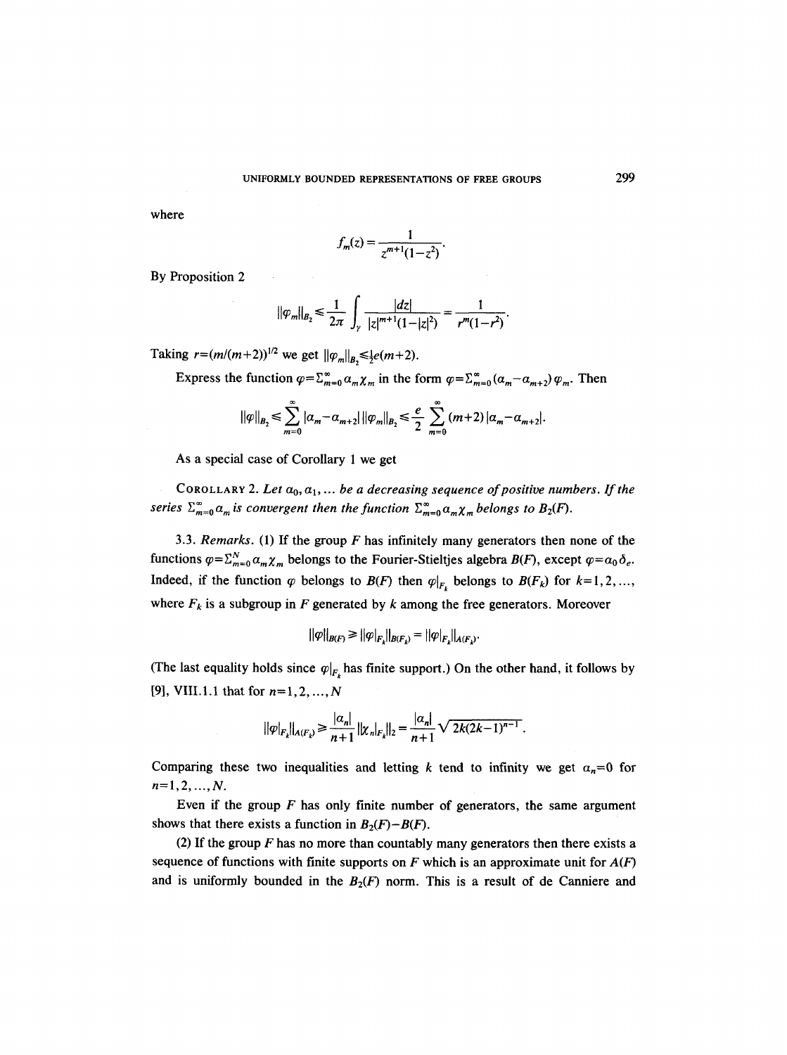where

$$f_m(z) = \frac{1}{z^{m+1}(1-z^2)}.$$

By Proposition 2

$$\|\varphi_m\|_{B_2} \leq \frac{1}{2\pi} \int_\gamma \frac{|dz|}{|z|^{m+1}(1-|z|^2)} = \frac{1}{r^m(1-r^2)}.$$

Taking $r=(m/(m+2))^{1/2}$ we get $\|\varphi_m\|_{B_2} \leq \frac{1}{2}e(m+2)$.

Express the function $\varphi=\sum_{m=0}^{\infty} \alpha_m \chi_m$ in the form $\varphi=\sum_{m=0}^{\infty}(\alpha_m-\alpha_{m+2})\varphi_m$. Then

$$\|\varphi\|_{B_2} \leq \sum_{m=0}^{\infty} |\alpha_m-\alpha_{m+2}|\, \|\varphi_m\|_{B_2} \leq \frac{e}{2} \sum_{m=0}^{\infty} (m+2)\,|\alpha_m-\alpha_{m+2}|.$$

As a special case of Corollary 1 we get

COROLLARY 2. *Let $\alpha_0, \alpha_1, \ldots$ be a decreasing sequence of positive numbers. If the series $\sum_{m=0}^{\infty} \alpha_m$ is convergent then the function $\sum_{m=0}^{\infty} \alpha_m \chi_m$ belongs to $B_2(F)$.*

3.3. *Remarks.* (1) If the group $F$ has infinitely many generators then none of the functions $\varphi=\sum_{m=0}^{N} \alpha_m \chi_m$ belongs to the Fourier-Stieltjes algebra $B(F)$, except $\varphi=\alpha_0\delta_e$. Indeed, if the function $\varphi$ belongs to $B(F)$ then $\varphi|_{F_k}$ belongs to $B(F_k)$ for $k=1,2,\ldots,$ where $F_k$ is a subgroup in $F$ generated by $k$ among the free generators. Moreover

$$\|\varphi\|_{B(F)} \geq \|\varphi|_{F_k}\|_{B(F_k)} = \|\varphi|_{F_k}\|_{A(F_k)}.$$

(The last equality holds since $\varphi|_{F_k}$ has finite support.) On the other hand, it follows by [9], VIII.1.1 that for $n=1,2,\ldots,N$

$$\|\varphi|_{F_k}\|_{A(F_k)} \geq \frac{|\alpha_n|}{n+1} \|\chi_n|_{F_k}\|_2 = \frac{|\alpha_n|}{n+1} \sqrt{2k(2k-1)^{n-1}}.$$

Comparing these two inequalities and letting $k$ tend to infinity we get $\alpha_n=0$ for $n=1,2,\ldots,N$.

Even if the group $F$ has only finite number of generators, the same argument shows that there exists a function in $B_2(F)-B(F)$.

(2) If the group $F$ has no more than countably many generators then there exists a sequence of functions with finite supports on $F$ which is an approximate unit for $A(F)$ and is uniformly bounded in the $B_2(F)$ norm. This is a result of de Canniere and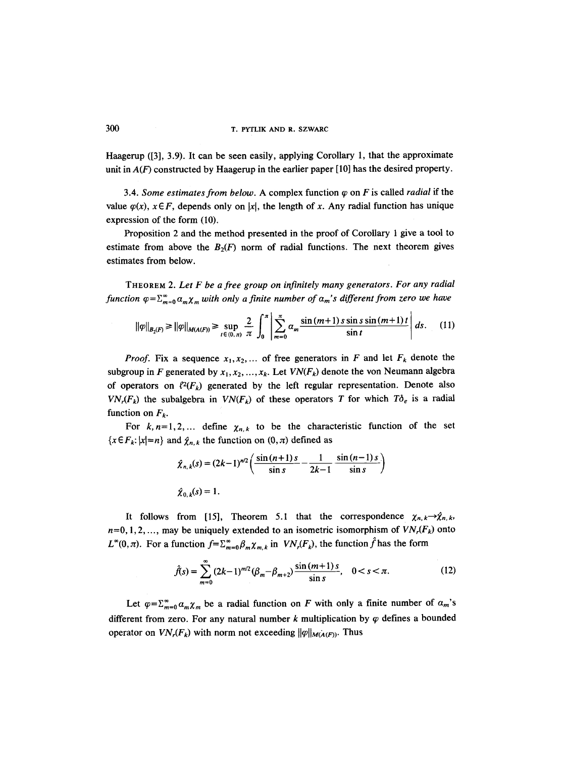Haagerup ([3], 3.9). It can be seen easily, applying Corollary 1, that the approximate unit in $A(F)$ constructed by Haagerup in the earlier paper [10] has the desired property.

3.4. *Some estimates from below.* A complex function $\varphi$ on $F$ is called *radial* if the value $\varphi(x)$, $x \in F$, depends only on $|x|$, the length of $x$. Any radial function has unique expression of the form (10).

Proposition 2 and the method presented in the proof of Corollary 1 give a tool to estimate from above the $B_2(F)$ norm of radial functions. The next theorem gives estimates from below.

THEOREM 2. *Let $F$ be a free group on infinitely many generators. For any radial function $\varphi = \sum_{m=0}^{\infty} \alpha_m \chi_m$ with only a finite number of $\alpha_m$'s different from zero we have*

$$\|\varphi\|_{B_2(F)} \geqslant \|\varphi\|_{M(A(F))} \geqslant \sup_{t \in (0,\pi)} \frac{2}{\pi} \int_0^{\pi} \left| \sum_{m=0}^{\infty} \alpha_m \frac{\sin(m+1)s \sin s \sin(m+1)t}{\sin t} \right| ds. \quad (11)$$

*Proof.* Fix a sequence $x_1, x_2, \dots$ of free generators in $F$ and let $F_k$ denote the subgroup in $F$ generated by $x_1, x_2, \dots, x_k$. Let $VN(F_k)$ denote the von Neumann algebra of operators on $\ell^2(F_k)$ generated by the left regular representation. Denote also $VN_r(F_k)$ the subalgebra in $VN(F_k)$ of these operators $T$ for which $T\delta_e$ is a radial function on $F_k$.

For $k, n = 1, 2, \dots$ define $\chi_{n,k}$ to be the characteristic function of the set $\{x \in F_k : |x| = n\}$ and $\hat{\chi}_{n,k}$ the function on $(0, \pi)$ defined as

$$\hat{\chi}_{n,k}(s) = (2k-1)^{n/2} \left( \frac{\sin(n+1)s}{\sin s} - \frac{1}{2k-1} \frac{\sin(n-1)s}{\sin s} \right)$$

$$\hat{\chi}_{0,k}(s) = 1.$$

It follows from [15], Theorem 5.1 that the correspondence $\chi_{n,k} \to \hat{\chi}_{n,k}$, $n = 0, 1, 2, \dots$, may be uniquely extended to an isometric isomorphism of $VN_r(F_k)$ onto $L^\infty(0, \pi)$. For a function $f = \sum_{m=0}^{\infty} \beta_m \chi_{m,k}$ in $VN_r(F_k)$, the function $\hat{f}$ has the form

$$\hat{f}(s) = \sum_{m=0}^{\infty} (2k-1)^{m/2} (\beta_m - \beta_{m+2}) \frac{\sin(m+1)s}{\sin s}, \quad 0 < s < \pi. \quad (12)$$

Let $\varphi = \sum_{m=0}^{\infty} \alpha_m \chi_m$ be a radial function on $F$ with only a finite number of $\alpha_m$'s different from zero. For any natural number $k$ multiplication by $\varphi$ defines a bounded operator on $VN_r(F_k)$ with norm not exceeding $\|\varphi\|_{M(A(F))}$. Thus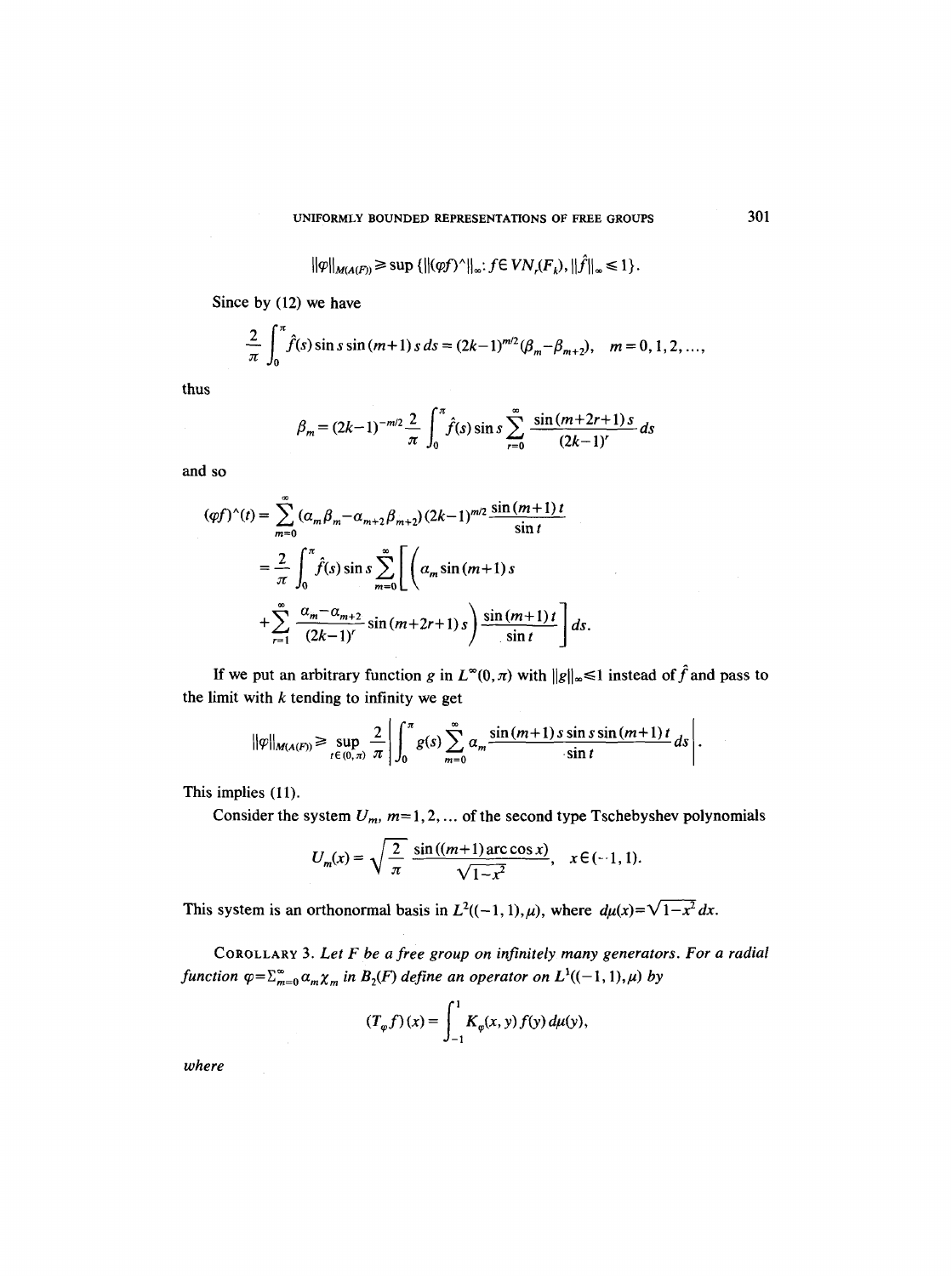$$\|\varphi\|_{M(A(F))} \geq \sup\{\|(\varphi f)^\wedge\|_\infty : f \in VN_r(F_k), \|\hat{f}\|_\infty \leq 1\}.$$

Since by (12) we have

$$\frac{2}{\pi}\int_0^\pi \hat{f}(s)\sin s \sin(m+1)s\, ds = (2k-1)^{m/2}(\beta_m - \beta_{m+2}), \quad m = 0, 1, 2, \ldots,$$

thus

$$\beta_m = (2k-1)^{-m/2}\frac{2}{\pi}\int_0^\pi \hat{f}(s)\sin s \sum_{r=0}^\infty \frac{\sin(m+2r+1)s}{(2k-1)^r}\, ds$$

and so

$$\begin{aligned}
(\varphi f)^\wedge(t) &= \sum_{m=0}^\infty (\alpha_m\beta_m - \alpha_{m+2}\beta_{m+2})(2k-1)^{m/2}\frac{\sin(m+1)t}{\sin t} \\
&= \frac{2}{\pi}\int_0^\pi \hat{f}(s)\sin s \sum_{m=0}^\infty \Bigg[\Bigg(\alpha_m \sin(m+1)s \\
&\quad + \sum_{r=1}^\infty \frac{\alpha_m - \alpha_{m+2}}{(2k-1)^r}\sin(m+2r+1)s\Bigg)\frac{\sin(m+1)t}{\sin t}\Bigg]\, ds.
\end{aligned}$$

If we put an arbitrary function $g$ in $L^\infty(0,\pi)$ with $\|g\|_\infty \leq 1$ instead of $\hat{f}$ and pass to the limit with $k$ tending to infinity we get

$$\|\varphi\|_{M(A(F))} \geq \sup_{t\in(0,\pi)} \frac{2}{\pi}\left|\int_0^\pi g(s)\sum_{m=0}^\infty \alpha_m \frac{\sin(m+1)s \sin s \sin(m+1)t}{\sin t}\, ds\right|.$$

This implies (11).

Consider the system $U_m$, $m = 1, 2, \ldots$ of the second type Tschebyshev polynomials

$$U_m(x) = \sqrt{\frac{2}{\pi}}\,\frac{\sin((m+1)\arccos x)}{\sqrt{1-x^2}}, \quad x \in (-1, 1).$$

This system is an orthonormal basis in $L^2((-1,1),\mu)$, where $d\mu(x) = \sqrt{1-x^2}\,dx$.

COROLLARY 3. *Let $F$ be a free group on infinitely many generators. For a radial function $\varphi = \sum_{m=0}^\infty \alpha_m \chi_m$ in $B_2(F)$ define an operator on $L^1((-1,1),\mu)$ by*

$$(T_\varphi f)(x) = \int_{-1}^1 K_\varphi(x,y) f(y)\, d\mu(y),$$

*where*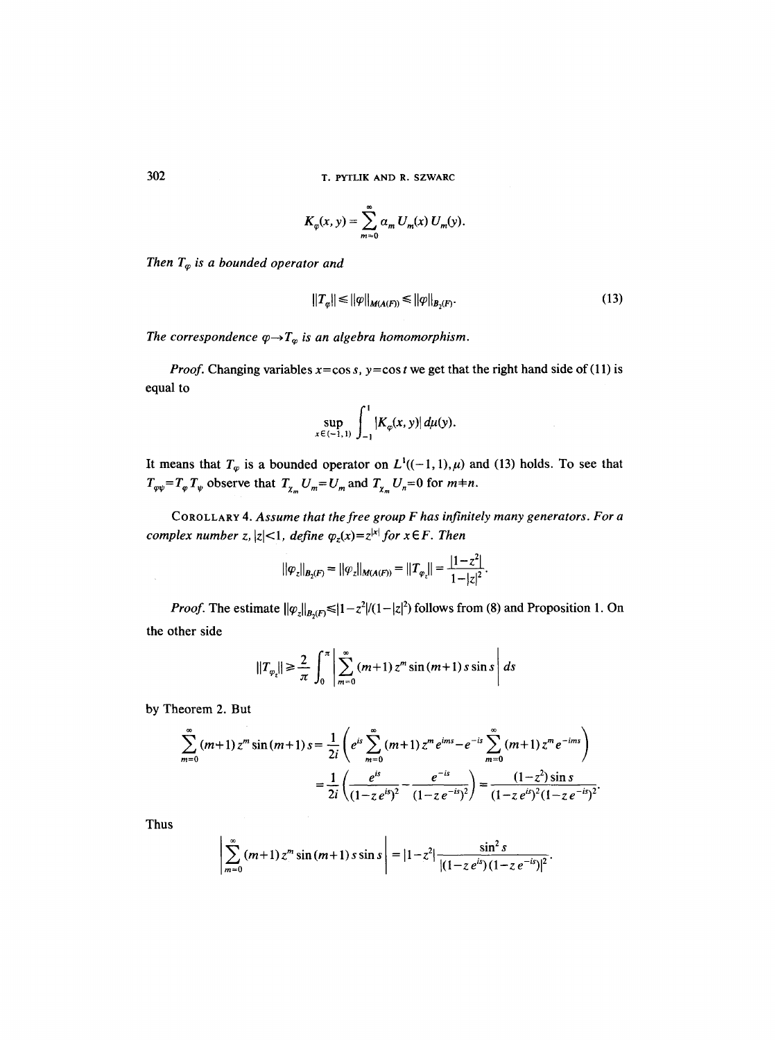$$K_\varphi(x, y) = \sum_{m=0}^{\infty} a_m U_m(x) U_m(y).$$

*Then $T_\varphi$ is a bounded operator and*

$$\|T_\varphi\| \le \|\varphi\|_{M(A(F))} \le \|\varphi\|_{B_2(F)}. \tag{13}$$

*The correspondence $\varphi \to T_\varphi$ is an algebra homomorphism.*

*Proof.* Changing variables $x = \cos s$, $y = \cos t$ we get that the right hand side of (11) is equal to

$$\sup_{x \in (-1,1)} \int_{-1}^{1} |K_\varphi(x, y)|\, d\mu(y).$$

It means that $T_\varphi$ is a bounded operator on $L^1((-1,1), \mu)$ and (13) holds. To see that $T_{\varphi\psi} = T_\varphi T_\psi$ observe that $T_{\chi_m} U_m = U_m$ and $T_{\chi_m} U_n = 0$ for $m \ne n$.

COROLLARY 4. *Assume that the free group $F$ has infinitely many generators. For a complex number $z$, $|z|<1$, define $\varphi_z(x) = z^{|x|}$ for $x \in F$. Then*

$$\|\varphi_z\|_{B_2(F)} = \|\varphi_z\|_{M(A(F))} = \|T_{\varphi_z}\| = \frac{|1-z^2|}{1-|z|^2}.$$

*Proof.* The estimate $\|\varphi_z\|_{B_2(F)} \le |1-z^2|/(1-|z|^2)$ follows from (8) and Proposition 1. On the other side

$$\|T_{\varphi_z}\| \ge \frac{2}{\pi} \int_0^\pi \left| \sum_{m=0}^{\infty} (m+1) z^m \sin(m+1)s \sin s \right| ds$$

by Theorem 2. But

$$\sum_{m=0}^{\infty} (m+1) z^m \sin(m+1)s = \frac{1}{2i} \left( e^{is} \sum_{m=0}^{\infty} (m+1) z^m e^{ims} - e^{-is} \sum_{m=0}^{\infty} (m+1) z^m e^{-ims} \right)$$

$$= \frac{1}{2i} \left( \frac{e^{is}}{(1-ze^{is})^2} - \frac{e^{-is}}{(1-ze^{-is})^2} \right) = \frac{(1-z^2)\sin s}{(1-ze^{is})^2 (1-ze^{-is})^2}.$$

Thus

$$\left| \sum_{m=0}^{\infty} (m+1) z^m \sin(m+1)s \sin s \right| = |1-z^2| \frac{\sin^2 s}{|(1-ze^{is})(1-ze^{-is})|^2}.$$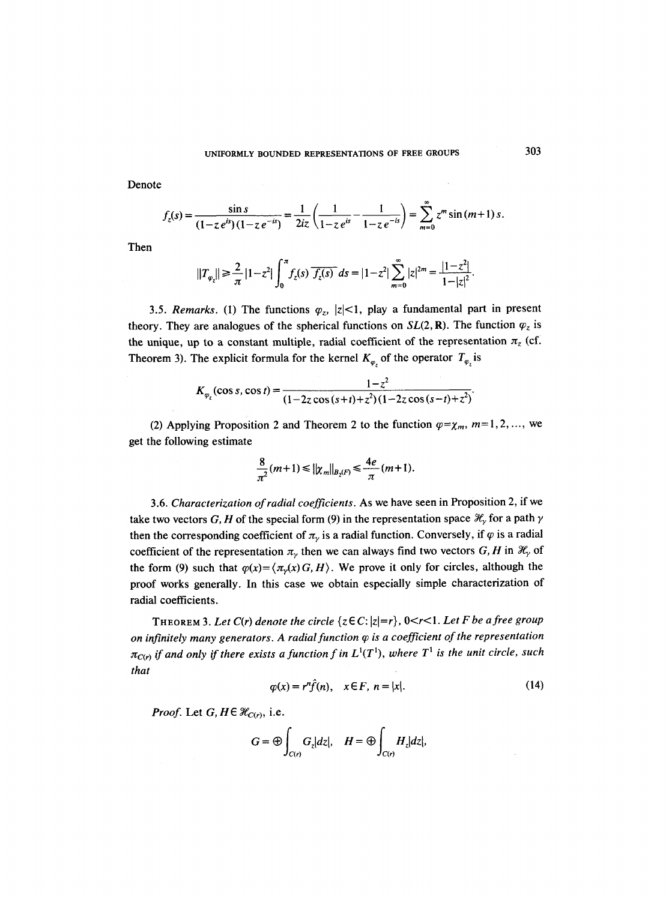Denote

$$f_z(s) = \frac{\sin s}{(1-z\,e^{is})(1-z\,e^{-is})} = \frac{1}{2iz}\left(\frac{1}{1-z\,e^{is}} - \frac{1}{1-z\,e^{-is}}\right) = \sum_{m=0}^{\infty} z^m \sin(m+1)\,s.$$

Then

$$\|T_{\varphi_z}\| \geq \frac{2}{\pi}|1-z^2| \int_0^\pi f_z(s)\,\overline{f_z(s)}\,ds = |1-z^2| \sum_{m=0}^{\infty} |z|^{2m} = \frac{|1-z^2|}{1-|z|^2}.$$

3.5. *Remarks.* (1) The functions $\varphi_z$, $|z|<1$, play a fundamental part in present theory. They are analogues of the spherical functions on $SL(2,\mathbf{R})$. The function $\varphi_z$ is the unique, up to a constant multiple, radial coefficient of the representation $\pi_z$ (cf. Theorem 3). The explicit formula for the kernel $K_{\varphi_z}$ of the operator $T_{\varphi_z}$ is

$$K_{\varphi_z}(\cos s, \cos t) = \frac{1-z^2}{(1-2z\cos(s+t)+z^2)(1-2z\cos(s-t)+z^2)}.$$

(2) Applying Proposition 2 and Theorem 2 to the function $\varphi = \chi_m$, $m=1,2,\ldots$, we get the following estimate

$$\frac{8}{\pi^2}(m+1) \leq \|\chi_m\|_{B_2(F)} \leq \frac{4e}{\pi}(m+1).$$

3.6. *Characterization of radial coefficients.* As we have seen in Proposition 2, if we take two vectors $G, H$ of the special form (9) in the representation space $\mathscr{H}_\gamma$ for a path $\gamma$ then the corresponding coefficient of $\pi_\gamma$ is a radial function. Conversely, if $\varphi$ is a radial coefficient of the representation $\pi_\gamma$ then we can always find two vectors $G, H$ in $\mathscr{H}_\gamma$ of the form (9) such that $\varphi(x) = \langle \pi_\gamma(x)\,G, H\rangle$. We prove it only for circles, although the proof works generally. In this case we obtain especially simple characterization of radial coefficients.

THEOREM 3. *Let $C(r)$ denote the circle $\{z \in C\colon |z|=r\}$, $0<r<1$. Let $F$ be a free group on infinitely many generators. A radial function $\varphi$ is a coefficient of the representation $\pi_{C(r)}$ if and only if there exists a function $f$ in $L^1(T^1)$, where $T^1$ is the unit circle, such that*

$$\varphi(x) = r^n \hat{f}(n), \quad x \in F,\ n = |x|. \tag{14}$$

*Proof.* Let $G, H \in \mathscr{H}_{C(r)}$, i.e.

$$G = \oplus \int_{C(r)} G_z |dz|, \quad H = \oplus \int_{C(r)} H_z |dz|,$$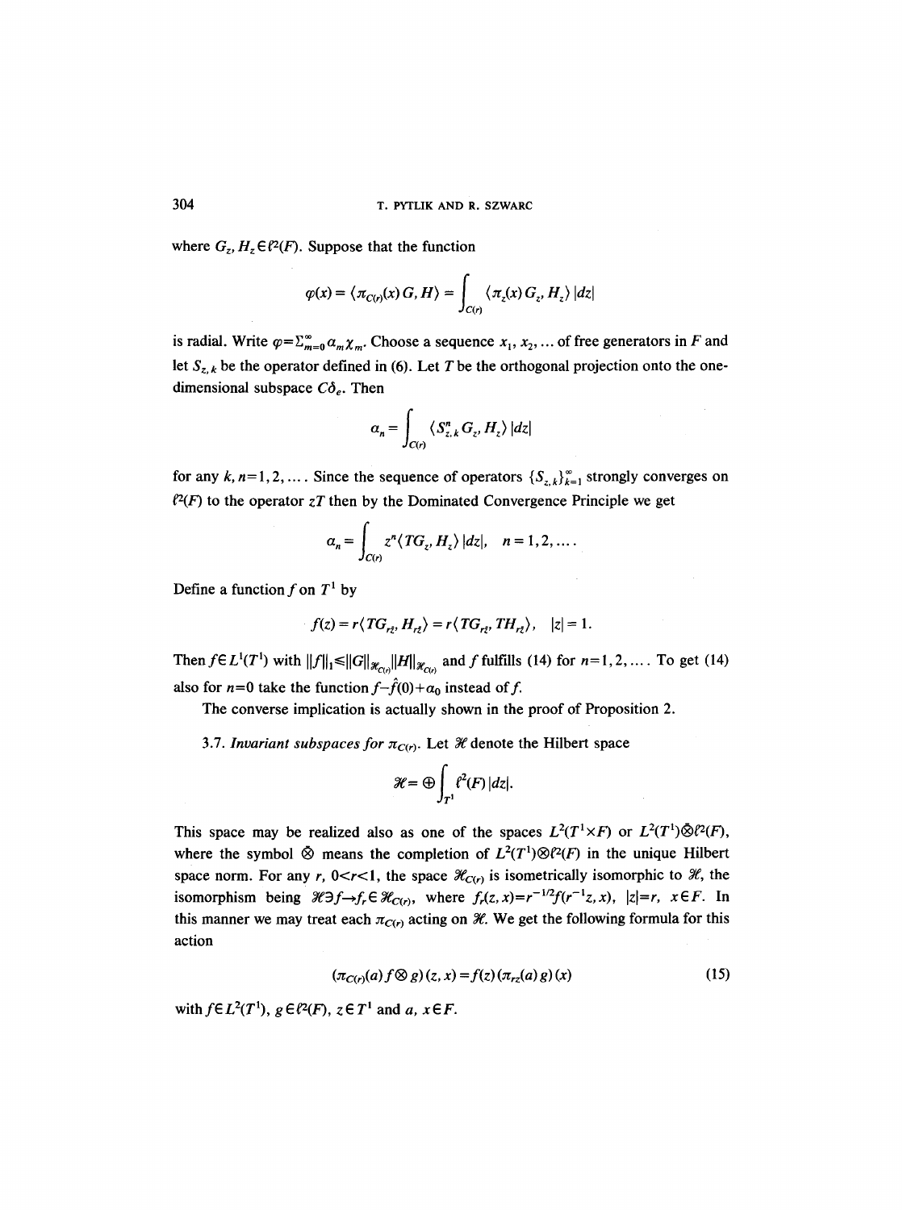where $G_z, H_z \in \ell^2(F)$. Suppose that the function

$$\varphi(x) = \langle \pi_{C(r)}(x)\, G, H\rangle = \int_{C(r)} \langle \pi_z(x)\, G_z, H_z\rangle\, |dz|$$

is radial. Write $\varphi = \Sigma_{m=0}^{\infty} \alpha_m \chi_m$. Choose a sequence $x_1, x_2, \ldots$ of free generators in $F$ and let $S_{z,k}$ be the operator defined in (6). Let $T$ be the orthogonal projection onto the one-dimensional subspace $C\delta_e$. Then

$$\alpha_n = \int_{C(r)} \langle S_{z,k}^n G_z, H_z\rangle\, |dz|$$

for any $k, n = 1, 2, \ldots$. Since the sequence of operators $\{S_{z,k}\}_{k=1}^{\infty}$ strongly converges on $\ell^2(F)$ to the operator $zT$ then by the Dominated Convergence Principle we get

$$\alpha_n = \int_{C(r)} z^n \langle TG_z, H_z\rangle\, |dz|, \quad n = 1, 2, \ldots.$$

Define a function $f$ on $T^1$ by

$$f(z) = r\langle TG_{rz}, H_{rz}\rangle = r\langle TG_{rz}, TH_{rz}\rangle, \quad |z| = 1.$$

Then $f \in L^1(T^1)$ with $\|f\|_1 \leqslant \|G\|_{\mathcal{H}_{C(r)}} \|H\|_{\mathcal{H}_{C(r)}}$ and $f$ fulfills (14) for $n = 1, 2, \ldots$. To get (14) also for $n = 0$ take the function $f - \hat{f}(0) + \alpha_0$ instead of $f$.

The converse implication is actually shown in the proof of Proposition 2.

3.7. *Invariant subspaces for $\pi_{C(r)}$.* Let $\mathcal{H}$ denote the Hilbert space

$$\mathcal{H} = \oplus \int_{T^1} \ell^2(F)\, |dz|.$$

This space may be realized also as one of the spaces $L^2(T^1 \times F)$ or $L^2(T^1) \bar{\otimes} \ell^2(F)$, where the symbol $\bar{\otimes}$ means the completion of $L^2(T^1) \otimes \ell^2(F)$ in the unique Hilbert space norm. For any $r$, $0 < r < 1$, the space $\mathcal{H}_{C(r)}$ is isometrically isomorphic to $\mathcal{H}$, the isomorphism being $\mathcal{H} \ni f \to f_r \in \mathcal{H}_{C(r)}$, where $f_r(z, x) = r^{-1/2} f(r^{-1}z, x)$, $|z| = r$, $x \in F$. In this manner we may treat each $\pi_{C(r)}$ acting on $\mathcal{H}$. We get the following formula for this action

$$(\pi_{C(r)}(a) f \otimes g)(z, x) = f(z)\, (\pi_{rz}(a)\, g)(x) \tag{15}$$

with $f \in L^2(T^1)$, $g \in \ell^2(F)$, $z \in T^1$ and $a, x \in F$.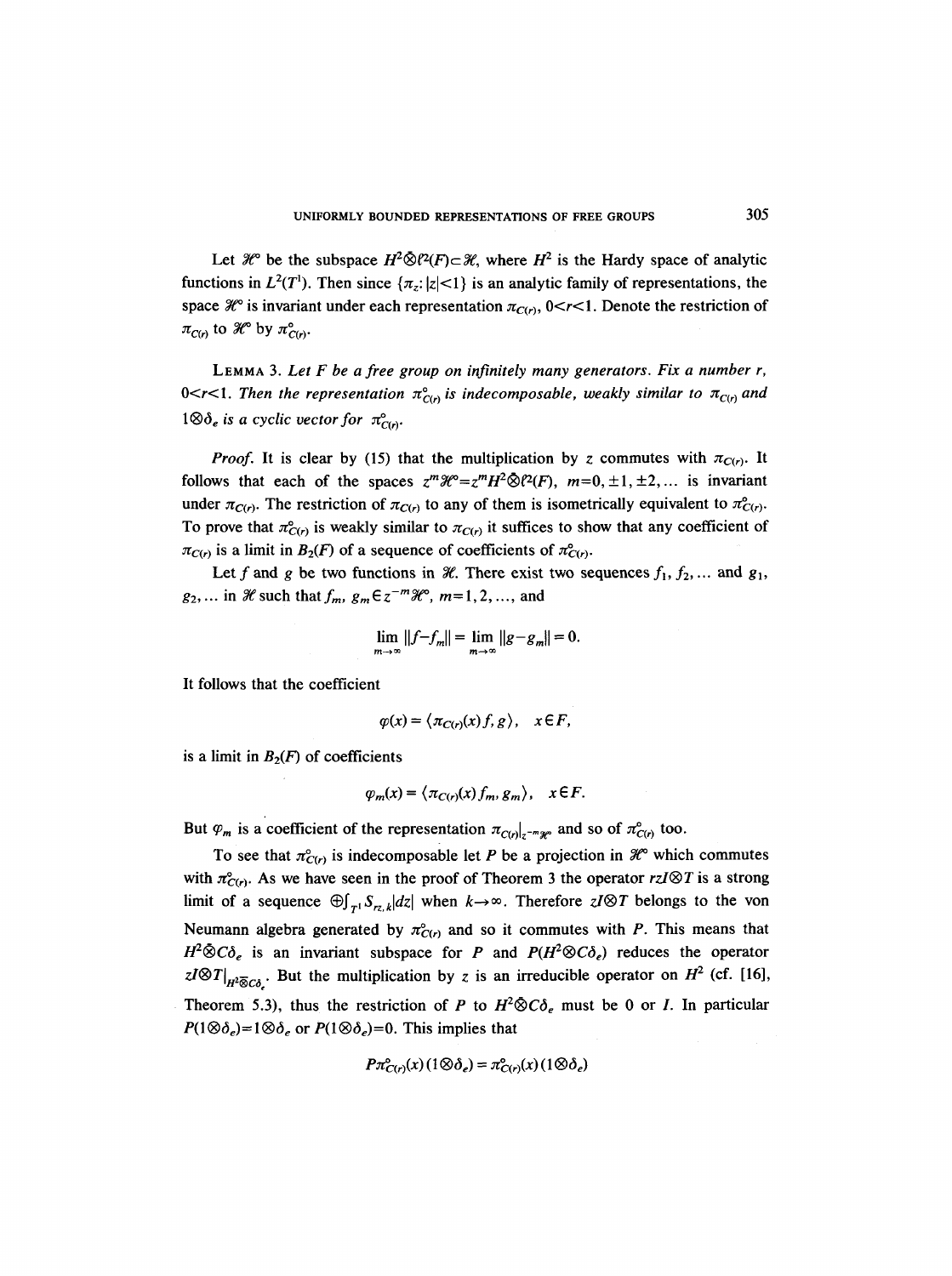Let $\mathcal{H}^\circ$ be the subspace $H^2 \bar{\otimes} \ell^2(F) \subset \mathcal{H}$, where $H^2$ is the Hardy space of analytic functions in $L^2(T^1)$. Then since $\{\pi_z : |z|<1\}$ is an analytic family of representations, the space $\mathcal{H}^\circ$ is invariant under each representation $\pi_{C(r)}$, $0<r<1$. Denote the restriction of $\pi_{C(r)}$ to $\mathcal{H}^\circ$ by $\pi^\circ_{C(r)}$.

**Lemma 3.** *Let $F$ be a free group on infinitely many generators. Fix a number $r$, $0<r<1$. Then the representation $\pi^\circ_{C(r)}$ is indecomposable, weakly similar to $\pi_{C(r)}$ and $1 \otimes \delta_e$ is a cyclic vector for $\pi^\circ_{C(r)}$.*

*Proof.* It is clear by (15) that the multiplication by $z$ commutes with $\pi_{C(r)}$. It follows that each of the spaces $z^m \mathcal{H}^\circ = z^m H^2 \bar{\otimes} \ell^2(F)$, $m=0, \pm 1, \pm 2, \ldots$ is invariant under $\pi_{C(r)}$. The restriction of $\pi_{C(r)}$ to any of them is isometrically equivalent to $\pi^\circ_{C(r)}$. To prove that $\pi^\circ_{C(r)}$ is weakly similar to $\pi_{C(r)}$ it suffices to show that any coefficient of $\pi_{C(r)}$ is a limit in $B_2(F)$ of a sequence of coefficients of $\pi^\circ_{C(r)}$.

Let $f$ and $g$ be two functions in $\mathcal{H}$. There exist two sequences $f_1, f_2, \ldots$ and $g_1, g_2, \ldots$ in $\mathcal{H}$ such that $f_m, g_m \in z^{-m}\mathcal{H}^\circ$, $m=1,2,\ldots$, and

$$\lim_{m\to\infty} \|f-f_m\| = \lim_{m\to\infty} \|g-g_m\| = 0.$$

It follows that the coefficient

$$\varphi(x) = \langle \pi_{C(r)}(x) f, g \rangle, \quad x \in F,$$

is a limit in $B_2(F)$ of coefficients

$$\varphi_m(x) = \langle \pi_{C(r)}(x) f_m, g_m \rangle, \quad x \in F.$$

But $\varphi_m$ is a coefficient of the representation $\pi_{C(r)}|_{z^{-m}\mathcal{H}^\circ}$ and so of $\pi^\circ_{C(r)}$ too.

To see that $\pi^\circ_{C(r)}$ is indecomposable let $P$ be a projection in $\mathcal{H}^\circ$ which commutes with $\pi^\circ_{C(r)}$. As we have seen in the proof of Theorem 3 the operator $rzI \otimes T$ is a strong limit of a sequence $\oplus \int_{T^1} S_{rz,k} |dz|$ when $k \to \infty$. Therefore $zI \otimes T$ belongs to the von Neumann algebra generated by $\pi^\circ_{C(r)}$ and so it commutes with $P$. This means that $H^2 \bar{\otimes} C\delta_e$ is an invariant subspace for $P$ and $P(H^2 \otimes C\delta_e)$ reduces the operator $zI \otimes T|_{H^2 \bar{\otimes} C\delta_e}$. But the multiplication by $z$ is an irreducible operator on $H^2$ (cf. [16], Theorem 5.3), thus the restriction of $P$ to $H^2 \bar{\otimes} C\delta_e$ must be 0 or $I$. In particular $P(1 \otimes \delta_e) = 1 \otimes \delta_e$ or $P(1 \otimes \delta_e) = 0$. This implies that

$$P\pi^\circ_{C(r)}(x)(1 \otimes \delta_e) = \pi^\circ_{C(r)}(x)(1 \otimes \delta_e)$$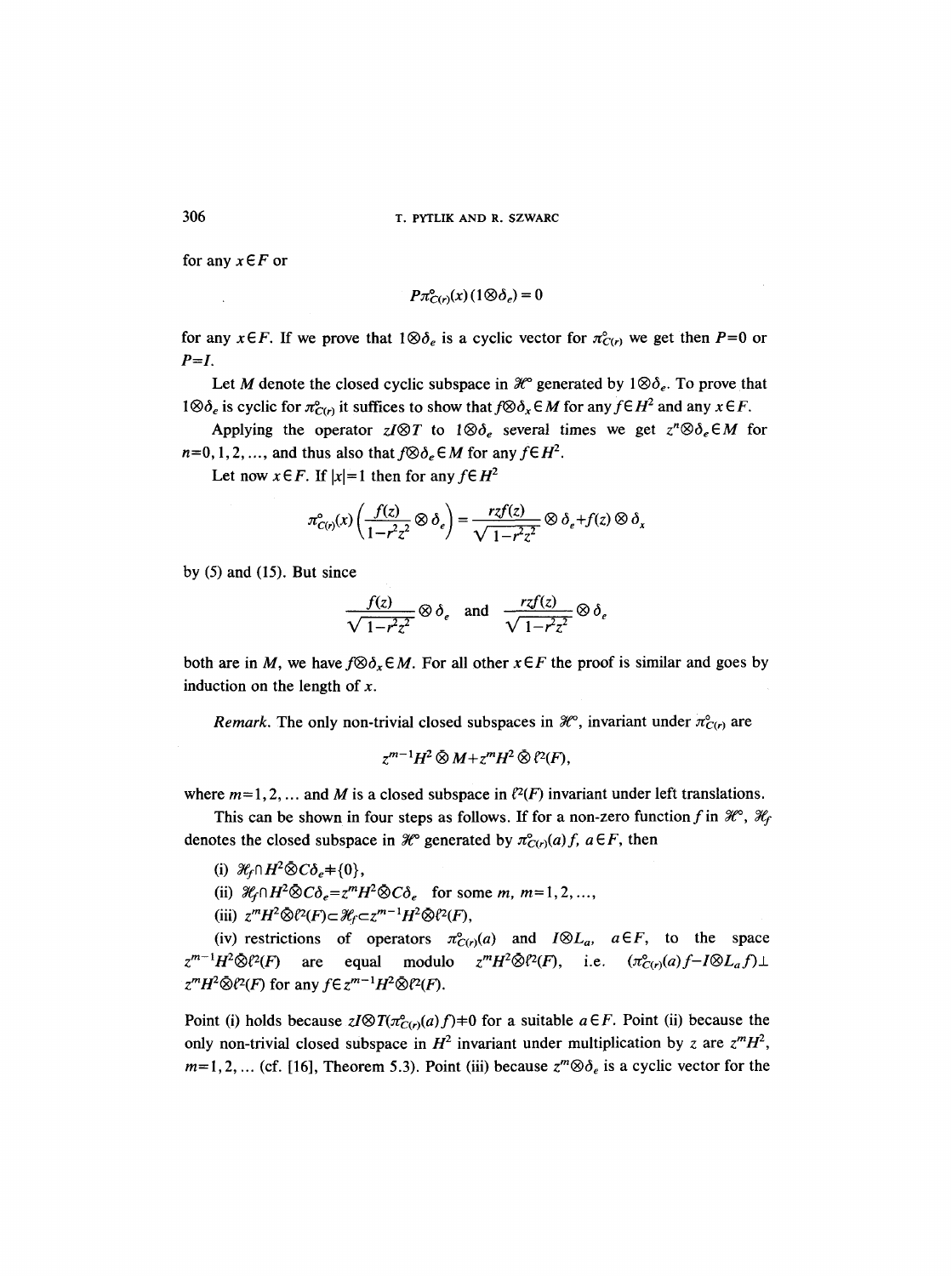for any $x \in F$ or

$$P\pi^{\circ}_{C(r)}(x)(1 \otimes \delta_e) = 0$$

for any $x \in F$. If we prove that $1 \otimes \delta_e$ is a cyclic vector for $\pi^{\circ}_{C(r)}$ we get then $P=0$ or $P=I$.

Let $M$ denote the closed cyclic subspace in $\mathcal{H}^{\circ}$ generated by $1 \otimes \delta_e$. To prove that $1 \otimes \delta_e$ is cyclic for $\pi^{\circ}_{C(r)}$ it suffices to show that $f \otimes \delta_x \in M$ for any $f \in H^2$ and any $x \in F$.

Applying the operator $zI \otimes T$ to $1 \otimes \delta_e$ several times we get $z^n \otimes \delta_e \in M$ for $n = 0, 1, 2, \ldots$, and thus also that $f \otimes \delta_e \in M$ for any $f \in H^2$.

Let now $x \in F$. If $|x| = 1$ then for any $f \in H^2$

$$\pi^{\circ}_{C(r)}(x)\left(\frac{f(z)}{1-r^2z^2} \otimes \delta_e\right) = \frac{rzf(z)}{\sqrt{1-r^2z^2}} \otimes \delta_e + f(z) \otimes \delta_x$$

by (5) and (15). But since

$$\frac{f(z)}{\sqrt{1-r^2z^2}} \otimes \delta_e \quad \text{and} \quad \frac{rzf(z)}{\sqrt{1-r^2z^2}} \otimes \delta_e$$

both are in $M$, we have $f \otimes \delta_x \in M$. For all other $x \in F$ the proof is similar and goes by induction on the length of $x$.

*Remark.* The only non-trivial closed subspaces in $\mathcal{H}^{\circ}$, invariant under $\pi^{\circ}_{C(r)}$ are

$$z^{m-1}H^2 \otimes M + z^m H^2 \otimes \ell^2(F),$$

where $m = 1, 2, \ldots$ and $M$ is a closed subspace in $\ell^2(F)$ invariant under left translations.

This can be shown in four steps as follows. If for a non-zero function $f$ in $\mathcal{H}^{\circ}$, $\mathcal{H}_f$ denotes the closed subspace in $\mathcal{H}^{\circ}$ generated by $\pi^{\circ}_{C(r)}(a)f$, $a \in F$, then

(i) $\mathcal{H}_f \cap H^2 \bar{\otimes} C\delta_e \neq \{0\}$,

(ii) $\mathcal{H}_f \cap H^2 \bar{\otimes} C\delta_e = z^m H^2 \bar{\otimes} C\delta_e$ for some $m$, $m = 1, 2, \ldots$,

(iii) $z^m H^2 \bar{\otimes} \ell^2(F) \subset \mathcal{H}_f \subset z^{m-1} H^2 \bar{\otimes} \ell^2(F)$,

(iv) restrictions of operators $\pi^{\circ}_{C(r)}(a)$ and $I \otimes L_a$, $a \in F$, to the space $z^{m-1}H^2 \bar{\otimes} \ell^2(F)$ are equal modulo $z^m H^2 \bar{\otimes} \ell^2(F)$, i.e. $(\pi^{\circ}_{C(r)}(a)f - I \otimes L_a f) \perp z^m H^2 \bar{\otimes} \ell^2(F)$ for any $f \in z^{m-1} H^2 \bar{\otimes} \ell^2(F)$.

Point (i) holds because $zI \otimes T(\pi^{\circ}_{C(r)}(a)f) \neq 0$ for a suitable $a \in F$. Point (ii) because the only non-trivial closed subspace in $H^2$ invariant under multiplication by $z$ are $z^m H^2$, $m = 1, 2, \ldots$ (cf. [16], Theorem 5.3). Point (iii) because $z^m \otimes \delta_e$ is a cyclic vector for the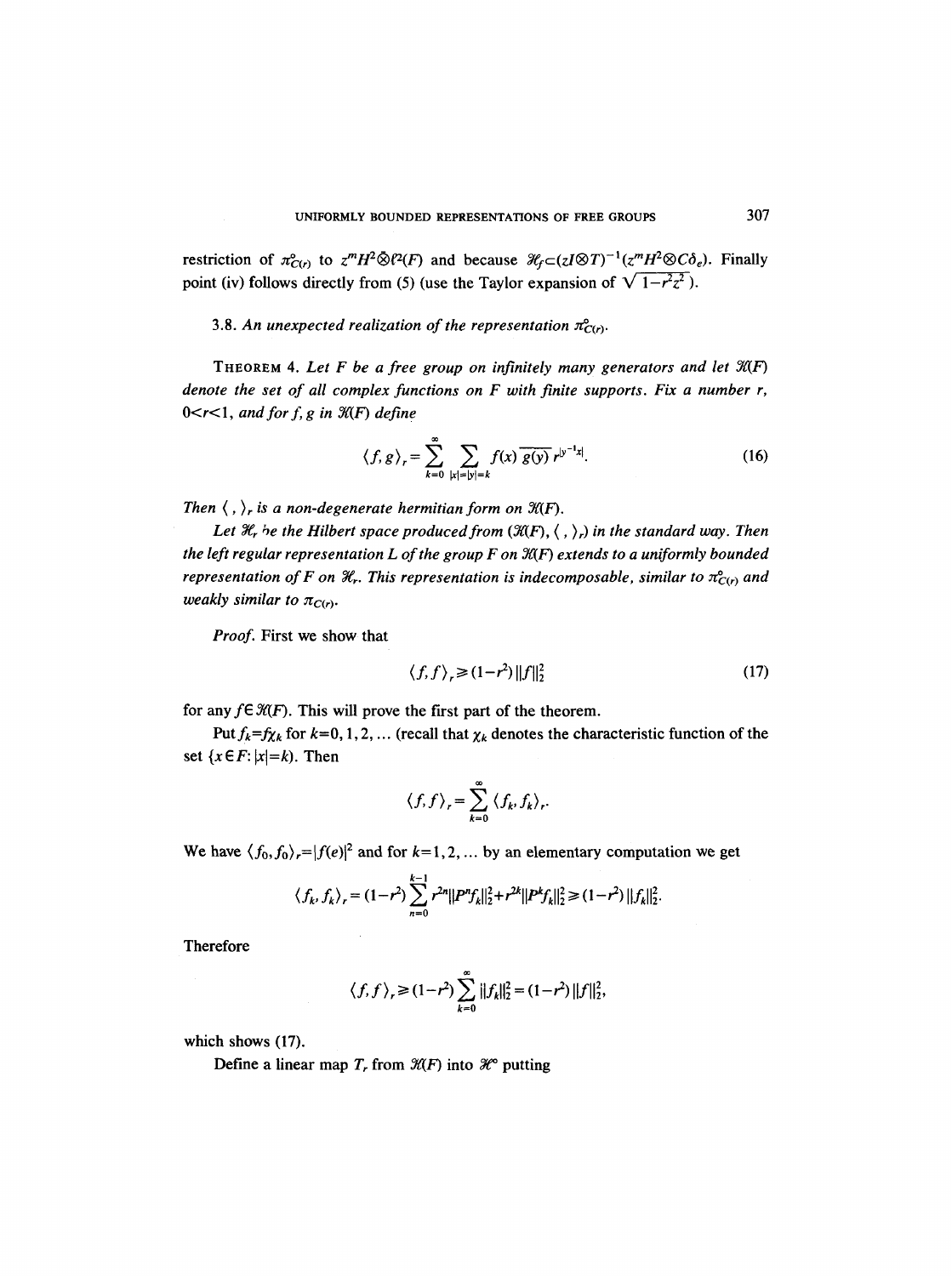restriction of $\pi^{o}_{C(r)}$ to $z^m H^2 \hat{\otimes} \ell^2(F)$ and because $\mathcal{H}_f \subset (zI \otimes T)^{-1}(z^m H^2 \otimes C\delta_e)$. Finally point (iv) follows directly from (5) (use the Taylor expansion of $\sqrt{1-r^2z^2}$).

3.8. *An unexpected realization of the representation $\pi^{o}_{C(r)}$.*

THEOREM 4. *Let $F$ be a free group on infinitely many generators and let $\mathcal{H}(F)$ denote the set of all complex functions on $F$ with finite supports. Fix a number $r$, $0<r<1$, and for $f, g$ in $\mathcal{H}(F)$ define*

$$\langle f, g \rangle_r = \sum_{k=0}^{\infty} \sum_{|x|=|y|=k} f(x)\overline{g(y)}\, r^{|y^{-1}x|}. \tag{16}$$

*Then $\langle\, ,\, \rangle_r$ is a non-degenerate hermitian form on $\mathcal{H}(F)$.*

*Let $\mathcal{H}_r$ be the Hilbert space produced from $(\mathcal{H}(F), \langle\, ,\, \rangle_r)$ in the standard way. Then the left regular representation $L$ of the group $F$ on $\mathcal{H}(F)$ extends to a uniformly bounded representation of $F$ on $\mathcal{H}_r$. This representation is indecomposable, similar to $\pi^{o}_{C(r)}$ and weakly similar to $\pi_{C(r)}$.*

*Proof.* First we show that

$$\langle f, f \rangle_r \geq (1-r^2)\,\|f\|_2^2 \tag{17}$$

for any $f \in \mathcal{H}(F)$. This will prove the first part of the theorem.

Put $f_k = f\chi_k$ for $k=0,1,2,\ldots$ (recall that $\chi_k$ denotes the characteristic function of the set $\{x \in F: |x|=k\}$. Then

$$\langle f, f \rangle_r = \sum_{k=0}^{\infty} \langle f_k, f_k \rangle_r.$$

We have $\langle f_0, f_0 \rangle_r = |f(e)|^2$ and for $k=1,2,\ldots$ by an elementary computation we get

$$\langle f_k, f_k \rangle_r = (1-r^2) \sum_{n=0}^{k-1} r^{2n} \|P^n f_k\|_2^2 + r^{2k} \|P^k f_k\|_2^2 \geq (1-r^2)\,\|f_k\|_2^2.$$

Therefore

$$\langle f, f \rangle_r \geq (1-r^2) \sum_{k=0}^{\infty} \|f_k\|_2^2 = (1-r^2)\,\|f\|_2^2,$$

which shows (17).

Define a linear map $T_r$ from $\mathcal{H}(F)$ into $\mathcal{H}^{\infty}$ putting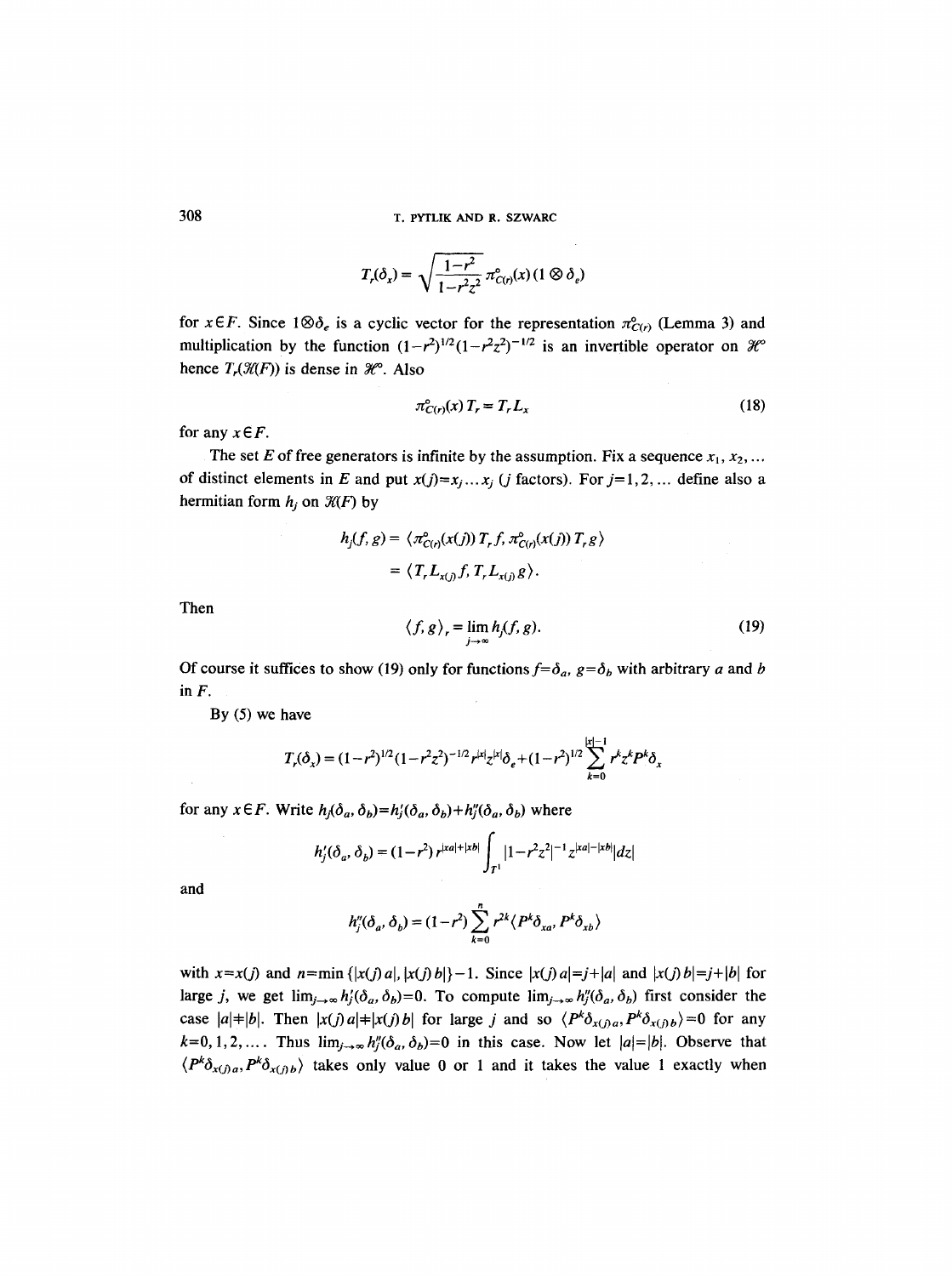$$T_r(\delta_x) = \sqrt{\frac{1-r^2}{1-r^2z^2}}\, \pi^\circ_{C(r)}(x)\,(1\otimes\delta_e)$$

for $x\in F$. Since $1\otimes\delta_e$ is a cyclic vector for the representation $\pi^\circ_{C(r)}$ (Lemma 3) and multiplication by the function $(1-r^2)^{1/2}(1-r^2z^2)^{-1/2}$ is an invertible operator on $\mathcal{H}^\circ$ hence $T_r(\mathcal{H}(F))$ is dense in $\mathcal{H}^\circ$. Also

$$\pi^\circ_{C(r)}(x)\,T_r = T_r L_x \tag{18}$$

for any $x\in F$.

The set $E$ of free generators is infinite by the assumption. Fix a sequence $x_1, x_2, \ldots$ of distinct elements in $E$ and put $x(j)=x_j\ldots x_j$ ($j$ factors). For $j=1,2,\ldots$ define also a hermitian form $h_j$ on $\mathcal{H}(F)$ by

$$\begin{aligned} h_j(f,g) &= \langle \pi^\circ_{C(r)}(x(j))\,T_r f, \pi^\circ_{C(r)}(x(j))\,T_r g\rangle \\ &= \langle T_r L_{x(j)} f, T_r L_{x(j)} g\rangle. \end{aligned}$$

Then

$$\langle f,g\rangle_r = \lim_{j\to\infty} h_j(f,g). \tag{19}$$

Of course it suffices to show (19) only for functions $f=\delta_a$, $g=\delta_b$ with arbitrary $a$ and $b$ in $F$.

By (5) we have

$$T_r(\delta_x) = (1-r^2)^{1/2}(1-r^2z^2)^{-1/2} r^{|x|} z^{|x|}\delta_e + (1-r^2)^{1/2}\sum_{k=0}^{|x|-1} r^k z^k P^k \delta_x$$

for any $x\in F$. Write $h_j(\delta_a,\delta_b)=h'_j(\delta_a,\delta_b)+h''_j(\delta_a,\delta_b)$ where

$$h'_j(\delta_a,\delta_b) = (1-r^2)\, r^{|xa|+|xb|}\int_{T^1} |1-r^2z^2|^{-1} z^{|xa|-|xb|}|dz|$$

and

$$h''_j(\delta_a,\delta_b) = (1-r^2)\sum_{k=0}^{n} r^{2k}\langle P^k\delta_{xa}, P^k\delta_{xb}\rangle$$

with $x=x(j)$ and $n=\min\{|x(j)\,a|, |x(j)\,b|\}-1$. Since $|x(j)\,a|=j+|a|$ and $|x(j)\,b|=j+|b|$ for large $j$, we get $\lim_{j\to\infty} h'_j(\delta_a,\delta_b)=0$. To compute $\lim_{j\to\infty} h''_j(\delta_a,\delta_b)$ first consider the case $|a|\neq|b|$. Then $|x(j)\,a|\neq|x(j)\,b|$ for large $j$ and so $\langle P^k\delta_{x(j)a}, P^k\delta_{x(j)b}\rangle=0$ for any $k=0,1,2,\ldots$. Thus $\lim_{j\to\infty} h''_j(\delta_a,\delta_b)=0$ in this case. Now let $|a|=|b|$. Observe that $\langle P^k\delta_{x(j)a}, P^k\delta_{x(j)b}\rangle$ takes only value 0 or 1 and it takes the value 1 exactly when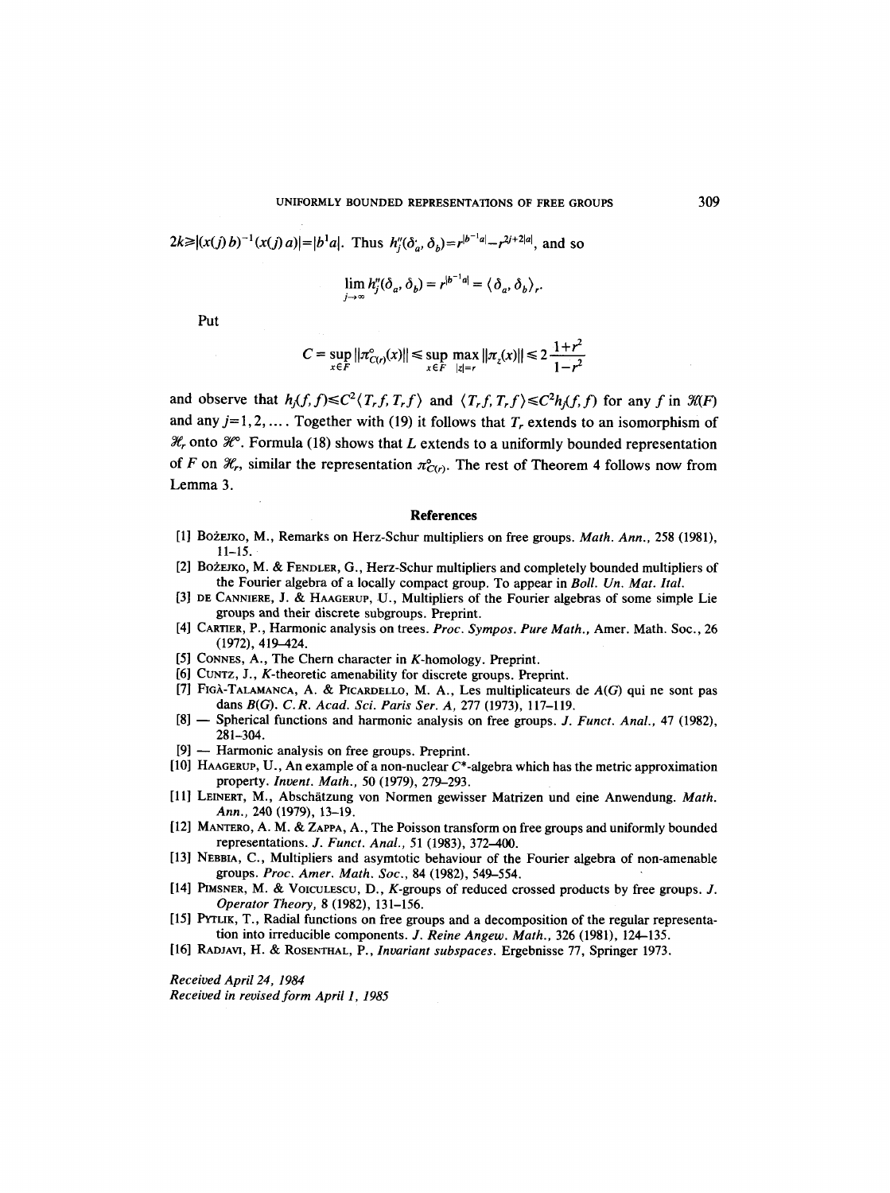$2k \geq |(x(j)\,b)^{-1}(x(j)\,a)| = |b^1 a|$. Thus $h_j''(\delta_a', \delta_b) = r^{|b^{-1}a|} - r^{2j+2|a|}$, and so

$$\lim_{j\to\infty} h_j''(\delta_a, \delta_b) = r^{|b^{-1}a|} = \langle \delta_a, \delta_b \rangle_r.$$

Put

$$C = \sup_{x\in F} \|\pi^{\circ}_{C(r)}(x)\| \leq \sup_{x\in F} \max_{|z|=r} \|\pi_z(x)\| \leq 2\frac{1+r^2}{1-r^2}$$

and observe that $h_j(f,f) \leq C^2 \langle T_r f, T_r f\rangle$ and $\langle T_r f, T_r f\rangle \leq C^2 h_j(f,f)$ for any $f$ in $\mathcal{H}(F)$ and any $j=1,2,\ldots$. Together with (19) it follows that $T_r$ extends to an isomorphism of $\mathcal{H}_r$ onto $\mathcal{H}^{\circ}$. Formula (18) shows that $L$ extends to a uniformly bounded representation of $F$ on $\mathcal{H}_r$, similar the representation $\pi^{\circ}_{C(r)}$. The rest of Theorem 4 follows now from Lemma 3.

## References

[1] Bożejko, M., Remarks on Herz-Schur multipliers on free groups. *Math. Ann.*, 258 (1981), 11–15.

[2] Bożejko, M. & Fendler, G., Herz-Schur multipliers and completely bounded multipliers of the Fourier algebra of a locally compact group. To appear in *Boll. Un. Mat. Ital.*

[3] de Canniere, J. & Haagerup, U., Multipliers of the Fourier algebras of some simple Lie groups and their discrete subgroups. Preprint.

[4] Cartier, P., Harmonic analysis on trees. *Proc. Sympos. Pure Math.*, Amer. Math. Soc., 26 (1972), 419–424.

[5] Connes, A., The Chern character in $K$-homology. Preprint.

[6] Cuntz, J., $K$-theoretic amenability for discrete groups. Preprint.

[7] Figà-Talamanca, A. & Picardello, M. A., Les multiplicateurs de $A(G)$ qui ne sont pas dans $B(G)$. *C. R. Acad. Sci. Paris Ser. A*, 277 (1973), 117–119.

[8] — Spherical functions and harmonic analysis on free groups. *J. Funct. Anal.*, 47 (1982), 281–304.

[9] — Harmonic analysis on free groups. Preprint.

[10] Haagerup, U., An example of a non-nuclear $C^*$-algebra which has the metric approximation property. *Invent. Math.*, 50 (1979), 279–293.

[11] Leinert, M., Abschätzung von Normen gewisser Matrizen und eine Anwendung. *Math. Ann.*, 240 (1979), 13–19.

[12] Mantero, A. M. & Zappa, A., The Poisson transform on free groups and uniformly bounded representations. *J. Funct. Anal.*, 51 (1983), 372–400.

[13] Nebbia, C., Multipliers and asymtotic behaviour of the Fourier algebra of non-amenable groups. *Proc. Amer. Math. Soc.*, 84 (1982), 549–554.

[14] Pimsner, M. & Voiculescu, D., $K$-groups of reduced crossed products by free groups. *J. Operator Theory*, 8 (1982), 131–156.

[15] Pytlik, T., Radial functions on free groups and a decomposition of the regular representation into irreducible components. *J. Reine Angew. Math.*, 326 (1981), 124–135.

[16] Radjavi, H. & Rosenthal, P., *Invariant subspaces*. Ergebnisse 77, Springer 1973.

*Received April 24, 1984*
*Received in revised form April 1, 1985*